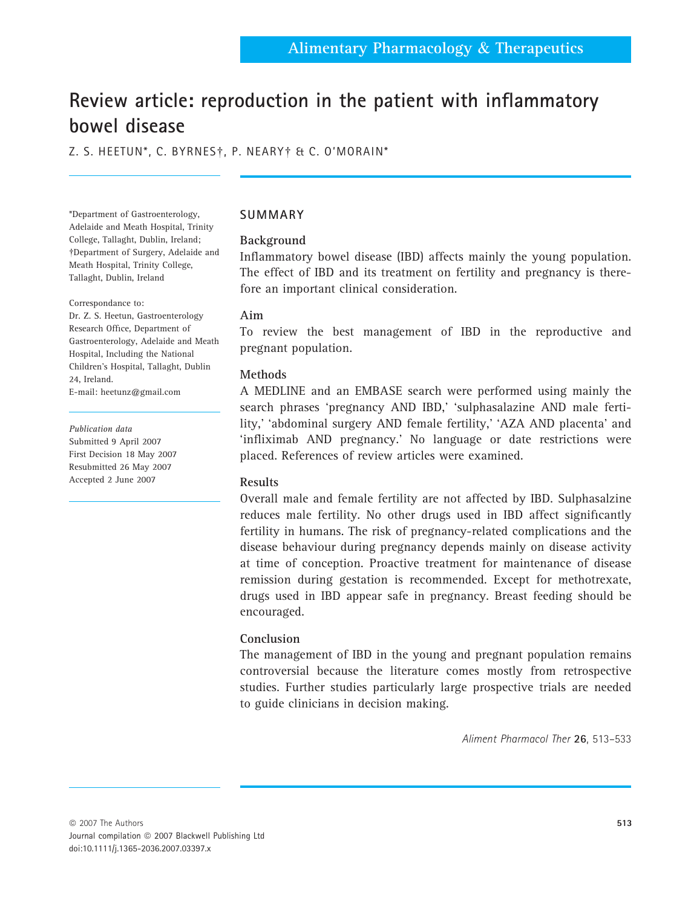# Review article: reproduction in the patient with inflammatory bowel disease

Z. S. HEETUN*, C. BYRNES†, P. NEARY† & C. O'MORAIN*

*Department of Gastroenterology, Adelaide and Meath Hospital, Trinity College, Tallaght, Dublin, Ireland; †Department of Surgery, Adelaide and Meath Hospital, Trinity College, Tallaght, Dublin, Ireland

Correspondance to:
Dr. Z. S. Heetun, Gastroenterology Research Office, Department of Gastroenterology, Adelaide and Meath Hospital, Including the National Children's Hospital, Tallaght, Dublin 24, Ireland.
E-mail: heetunz@gmail.com

*Publication data*
Submitted 9 April 2007
First Decision 18 May 2007
Resubmitted 26 May 2007
Accepted 2 June 2007

## SUMMARY

### Background

Inflammatory bowel disease (IBD) affects mainly the young population. The effect of IBD and its treatment on fertility and pregnancy is therefore an important clinical consideration.

### Aim

To review the best management of IBD in the reproductive and pregnant population.

### Methods

A MEDLINE and an EMBASE search were performed using mainly the search phrases 'pregnancy AND IBD,' 'sulphasalazine AND male fertility,' 'abdominal surgery AND female fertility,' 'AZA AND placenta' and 'infliximab AND pregnancy.' No language or date restrictions were placed. References of review articles were examined.

### Results

Overall male and female fertility are not affected by IBD. Sulphasalzine reduces male fertility. No other drugs used in IBD affect significantly fertility in humans. The risk of pregnancy-related complications and the disease behaviour during pregnancy depends mainly on disease activity at time of conception. Proactive treatment for maintenance of disease remission during gestation is recommended. Except for methotrexate, drugs used in IBD appear safe in pregnancy. Breast feeding should be encouraged.

### Conclusion

The management of IBD in the young and pregnant population remains controversial because the literature comes mostly from retrospective studies. Further studies particularly large prospective trials are needed to guide clinicians in decision making.

*Aliment Pharmacol Ther* **26**, 513–533

© 2007 The Authors
Journal compilation © 2007 Blackwell Publishing Ltd
doi:10.1111/j.1365-2036.2007.03397.x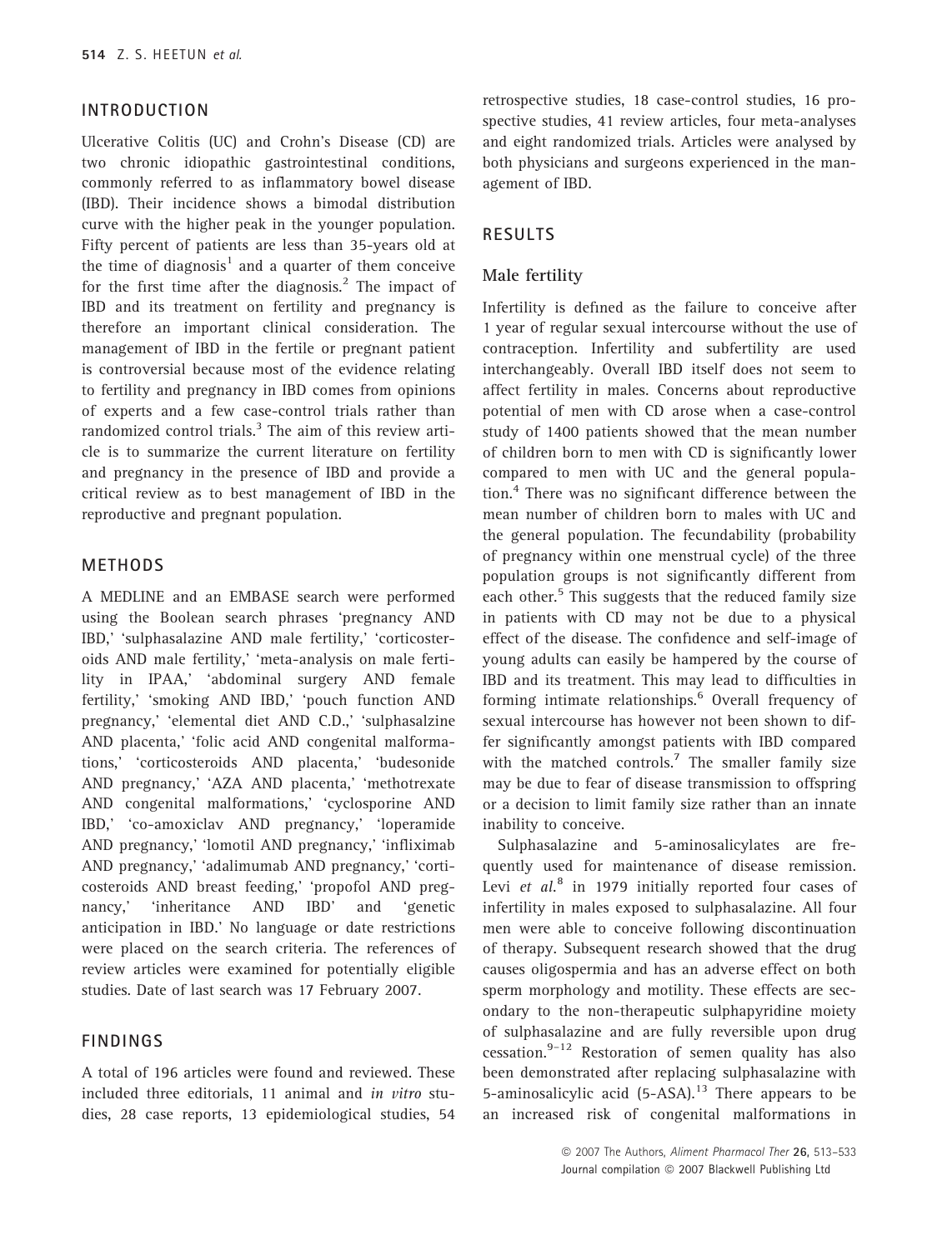## INTRODUCTION

Ulcerative Colitis (UC) and Crohn's Disease (CD) are two chronic idiopathic gastrointestinal conditions, commonly referred to as inflammatory bowel disease (IBD). Their incidence shows a bimodal distribution curve with the higher peak in the younger population. Fifty percent of patients are less than 35-years old at the time of diagnosis[1] and a quarter of them conceive for the first time after the diagnosis.[2] The impact of IBD and its treatment on fertility and pregnancy is therefore an important clinical consideration. The management of IBD in the fertile or pregnant patient is controversial because most of the evidence relating to fertility and pregnancy in IBD comes from opinions of experts and a few case-control trials rather than randomized control trials.[3] The aim of this review article is to summarize the current literature on fertility and pregnancy in the presence of IBD and provide a critical review as to best management of IBD in the reproductive and pregnant population.

## METHODS

A MEDLINE and an EMBASE search were performed using the Boolean search phrases 'pregnancy AND IBD,' 'sulphasalazine AND male fertility,' 'corticosteroids AND male fertility,' 'meta-analysis on male fertility in IPAA,' 'abdominal surgery AND female fertility,' 'smoking AND IBD,' 'pouch function AND pregnancy,' 'elemental diet AND C.D.,' 'sulphasalzine AND placenta,' 'folic acid AND congenital malformations,' 'corticosteroids AND placenta,' 'budesonide AND pregnancy,' 'AZA AND placenta,' 'methotrexate AND congenital malformations,' 'cyclosporine AND IBD,' 'co-amoxiclav AND pregnancy,' 'loperamide AND pregnancy,' 'lomotil AND pregnancy,' 'infliximab AND pregnancy,' 'adalimumab AND pregnancy,' 'corticosteroids AND breast feeding,' 'propofol AND pregnancy,' 'inheritance AND IBD' and 'genetic anticipation in IBD.' No language or date restrictions were placed on the search criteria. The references of review articles were examined for potentially eligible studies. Date of last search was 17 February 2007.

## FINDINGS

A total of 196 articles were found and reviewed. These included three editorials, 11 animal and *in vitro* studies, 28 case reports, 13 epidemiological studies, 54 retrospective studies, 18 case-control studies, 16 prospective studies, 41 review articles, four meta-analyses and eight randomized trials. Articles were analysed by both physicians and surgeons experienced in the management of IBD.

## RESULTS

### Male fertility

Infertility is defined as the failure to conceive after 1 year of regular sexual intercourse without the use of contraception. Infertility and subfertility are used interchangeably. Overall IBD itself does not seem to affect fertility in males. Concerns about reproductive potential of men with CD arose when a case-control study of 1400 patients showed that the mean number of children born to men with CD is significantly lower compared to men with UC and the general population.[4] There was no significant difference between the mean number of children born to males with UC and the general population. The fecundability (probability of pregnancy within one menstrual cycle) of the three population groups is not significantly different from each other.[5] This suggests that the reduced family size in patients with CD may not be due to a physical effect of the disease. The confidence and self-image of young adults can easily be hampered by the course of IBD and its treatment. This may lead to difficulties in forming intimate relationships.[6] Overall frequency of sexual intercourse has however not been shown to differ significantly amongst patients with IBD compared with the matched controls.[7] The smaller family size may be due to fear of disease transmission to offspring or a decision to limit family size rather than an innate inability to conceive.

Sulphasalazine and 5-aminosalicylates are frequently used for maintenance of disease remission. Levi *et al.*[8] in 1979 initially reported four cases of infertility in males exposed to sulphasalazine. All four men were able to conceive following discontinuation of therapy. Subsequent research showed that the drug causes oligospermia and has an adverse effect on both sperm morphology and motility. These effects are secondary to the non-therapeutic sulphapyridine moiety of sulphasalazine and are fully reversible upon drug cessation.[9–12] Restoration of semen quality has also been demonstrated after replacing sulphasalazine with 5-aminosalicylic acid (5-ASA).[13] There appears to be an increased risk of congenital malformations in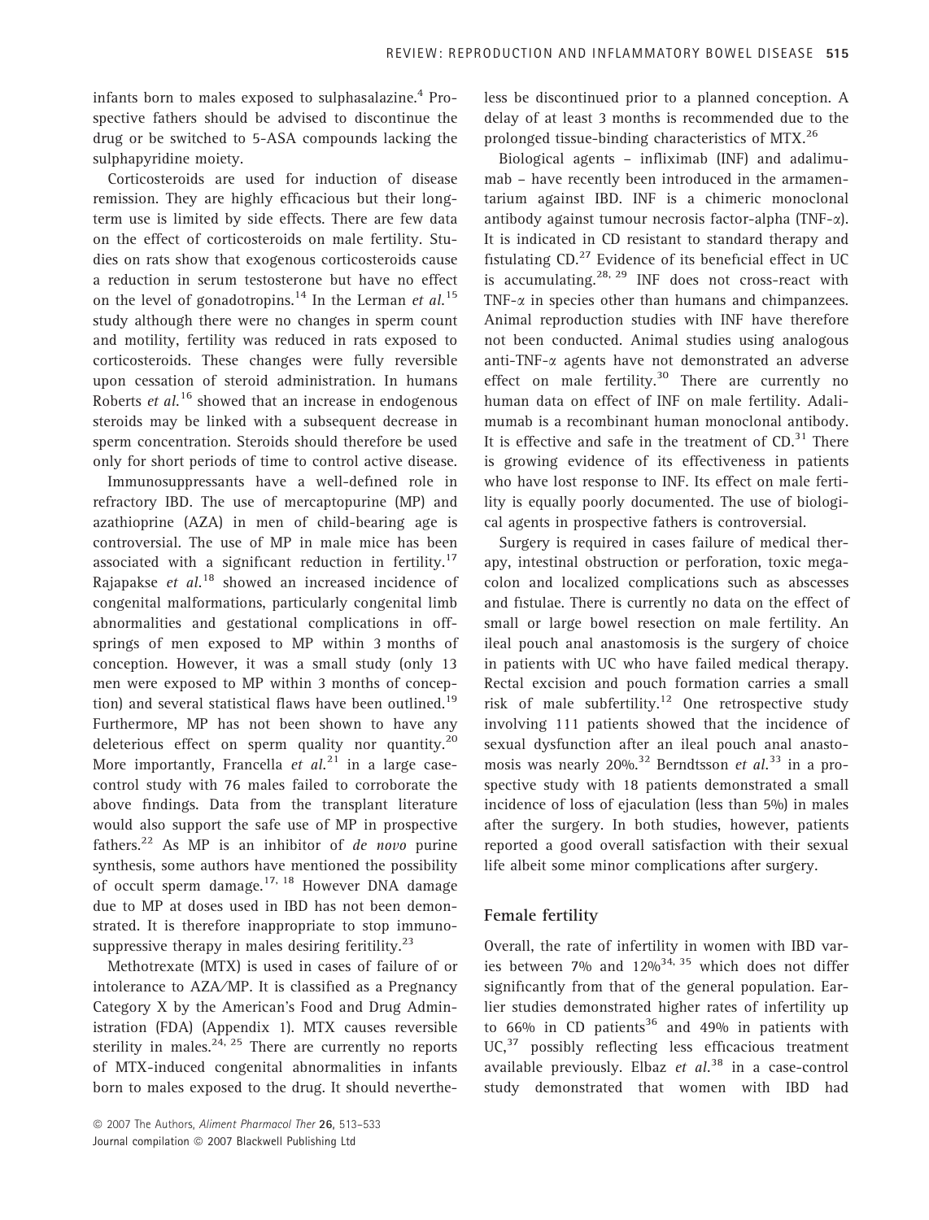infants born to males exposed to sulphasalazine.[4] Prospective fathers should be advised to discontinue the drug or be switched to 5-ASA compounds lacking the sulphapyridine moiety.

Corticosteroids are used for induction of disease remission. They are highly efficacious but their long-term use is limited by side effects. There are few data on the effect of corticosteroids on male fertility. Studies on rats show that exogenous corticosteroids cause a reduction in serum testosterone but have no effect on the level of gonadotropins.[14] In the Lerman *et al.*[15] study although there were no changes in sperm count and motility, fertility was reduced in rats exposed to corticosteroids. These changes were fully reversible upon cessation of steroid administration. In humans Roberts *et al.*[16] showed that an increase in endogenous steroids may be linked with a subsequent decrease in sperm concentration. Steroids should therefore be used only for short periods of time to control active disease.

Immunosuppressants have a well-defined role in refractory IBD. The use of mercaptopurine (MP) and azathioprine (AZA) in men of child-bearing age is controversial. The use of MP in male mice has been associated with a significant reduction in fertility.[17] Rajapakse *et al.*[18] showed an increased incidence of congenital malformations, particularly congenital limb abnormalities and gestational complications in offsprings of men exposed to MP within 3 months of conception. However, it was a small study (only 13 men were exposed to MP within 3 months of conception) and several statistical flaws have been outlined.[19] Furthermore, MP has not been shown to have any deleterious effect on sperm quality nor quantity.[20] More importantly, Francella *et al.*[21] in a large case-control study with 76 males failed to corroborate the above findings. Data from the transplant literature would also support the safe use of MP in prospective fathers.[22] As MP is an inhibitor of *de novo* purine synthesis, some authors have mentioned the possibility of occult sperm damage.[17, 18] However DNA damage due to MP at doses used in IBD has not been demonstrated. It is therefore inappropriate to stop immunosuppressive therapy in males desiring feritility.[23]

Methotrexate (MTX) is used in cases of failure of or intolerance to AZA/MP. It is classified as a Pregnancy Category X by the American's Food and Drug Administration (FDA) (Appendix 1). MTX causes reversible sterility in males.[24, 25] There are currently no reports of MTX-induced congenital abnormalities in infants born to males exposed to the drug. It should nevertheless be discontinued prior to a planned conception. A delay of at least 3 months is recommended due to the prolonged tissue-binding characteristics of MTX.[26]

Biological agents – infliximab (INF) and adalimumab – have recently been introduced in the armamentarium against IBD. INF is a chimeric monoclonal antibody against tumour necrosis factor-alpha (TNF-$\alpha$). It is indicated in CD resistant to standard therapy and fistulating CD.[27] Evidence of its beneficial effect in UC is accumulating.[28, 29] INF does not cross-react with TNF-$\alpha$ in species other than humans and chimpanzees. Animal reproduction studies with INF have therefore not been conducted. Animal studies using analogous anti-TNF-$\alpha$ agents have not demonstrated an adverse effect on male fertility.[30] There are currently no human data on effect of INF on male fertility. Adalimumab is a recombinant human monoclonal antibody. It is effective and safe in the treatment of CD.[31] There is growing evidence of its effectiveness in patients who have lost response to INF. Its effect on male fertility is equally poorly documented. The use of biological agents in prospective fathers is controversial.

Surgery is required in cases failure of medical therapy, intestinal obstruction or perforation, toxic megacolon and localized complications such as abscesses and fistulae. There is currently no data on the effect of small or large bowel resection on male fertility. An ileal pouch anal anastomosis is the surgery of choice in patients with UC who have failed medical therapy. Rectal excision and pouch formation carries a small risk of male subfertility.[12] One retrospective study involving 111 patients showed that the incidence of sexual dysfunction after an ileal pouch anal anastomosis was nearly 20%.[32] Berndtsson *et al.*[33] in a prospective study with 18 patients demonstrated a small incidence of loss of ejaculation (less than 5%) in males after the surgery. In both studies, however, patients reported a good overall satisfaction with their sexual life albeit some minor complications after surgery.

## Female fertility

Overall, the rate of infertility in women with IBD varies between 7% and 12%[34, 35] which does not differ significantly from that of the general population. Earlier studies demonstrated higher rates of infertility up to 66% in CD patients[36] and 49% in patients with UC,[37] possibly reflecting less efficacious treatment available previously. Elbaz *et al.*[38] in a case-control study demonstrated that women with IBD had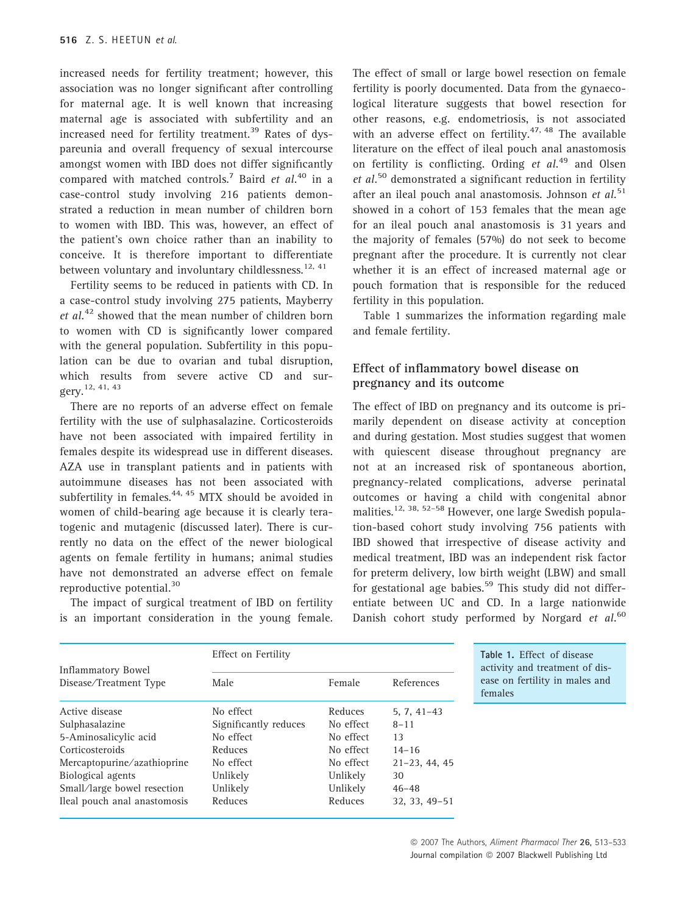increased needs for fertility treatment; however, this association was no longer significant after controlling for maternal age. It is well known that increasing maternal age is associated with subfertility and an increased need for fertility treatment.[39] Rates of dyspareunia and overall frequency of sexual intercourse amongst women with IBD does not differ significantly compared with matched controls.[7] Baird *et al.*[40] in a case-control study involving 216 patients demonstrated a reduction in mean number of children born to women with IBD. This was, however, an effect of the patient's own choice rather than an inability to conceive. It is therefore important to differentiate between voluntary and involuntary childlessness.[12, 41]

Fertility seems to be reduced in patients with CD. In a case-control study involving 275 patients, Mayberry *et al.*[42] showed that the mean number of children born to women with CD is significantly lower compared with the general population. Subfertility in this population can be due to ovarian and tubal disruption, which results from severe active CD and surgery.[12, 41, 43]

There are no reports of an adverse effect on female fertility with the use of sulphasalazine. Corticosteroids have not been associated with impaired fertility in females despite its widespread use in different diseases. AZA use in transplant patients and in patients with autoimmune diseases has not been associated with subfertility in females.[44, 45] MTX should be avoided in women of child-bearing age because it is clearly teratogenic and mutagenic (discussed later). There is currently no data on the effect of the newer biological agents on female fertility in humans; animal studies have not demonstrated an adverse effect on female reproductive potential.[30]

The impact of surgical treatment of IBD on fertility is an important consideration in the young female. The effect of small or large bowel resection on female fertility is poorly documented. Data from the gynaecological literature suggests that bowel resection for other reasons, e.g. endometriosis, is not associated with an adverse effect on fertility.[47, 48] The available literature on the effect of ileal pouch anal anastomosis on fertility is conflicting. Ording *et al.*[49] and Olsen *et al.*[50] demonstrated a significant reduction in fertility after an ileal pouch anal anastomosis. Johnson *et al.*[51] showed in a cohort of 153 females that the mean age for an ileal pouch anal anastomosis is 31 years and the majority of females (57%) do not seek to become pregnant after the procedure. It is currently not clear whether it is an effect of increased maternal age or pouch formation that is responsible for the reduced fertility in this population.

Table 1 summarizes the information regarding male and female fertility.

**Table 1.** Effect of disease activity and treatment of disease on fertility in males and females

| Inflammatory Bowel Disease/Treatment Type | Effect on Fertility | | |
|---|---|---|---|
| | Male | Female | References |
| Active disease | No effect | Reduces | 5, 7, 41–43 |
| Sulphasalazine | Significantly reduces | No effect | 8–11 |
| 5-Aminosalicylic acid | No effect | No effect | 13 |
| Corticosteroids | Reduces | No effect | 14–16 |
| Mercaptopurine/azathioprine | No effect | No effect | 21–23, 44, 45 |
| Biological agents | Unlikely | Unlikely | 30 |
| Small/large bowel resection | Unlikely | Unlikely | 46–48 |
| Ileal pouch anal anastomosis | Reduces | Reduces | 32, 33, 49–51 |

## Effect of inflammatory bowel disease on pregnancy and its outcome

The effect of IBD on pregnancy and its outcome is primarily dependent on disease activity at conception and during gestation. Most studies suggest that women with quiescent disease throughout pregnancy are not at an increased risk of spontaneous abortion, pregnancy-related complications, adverse perinatal outcomes or having a child with congenital abnormalities.[12, 38, 52–58] However, one large Swedish population-based cohort study involving 756 patients with IBD showed that irrespective of disease activity and medical treatment, IBD was an independent risk factor for preterm delivery, low birth weight (LBW) and small for gestational age babies.[59] This study did not differentiate between UC and CD. In a large nationwide Danish cohort study performed by Norgard *et al.*[60]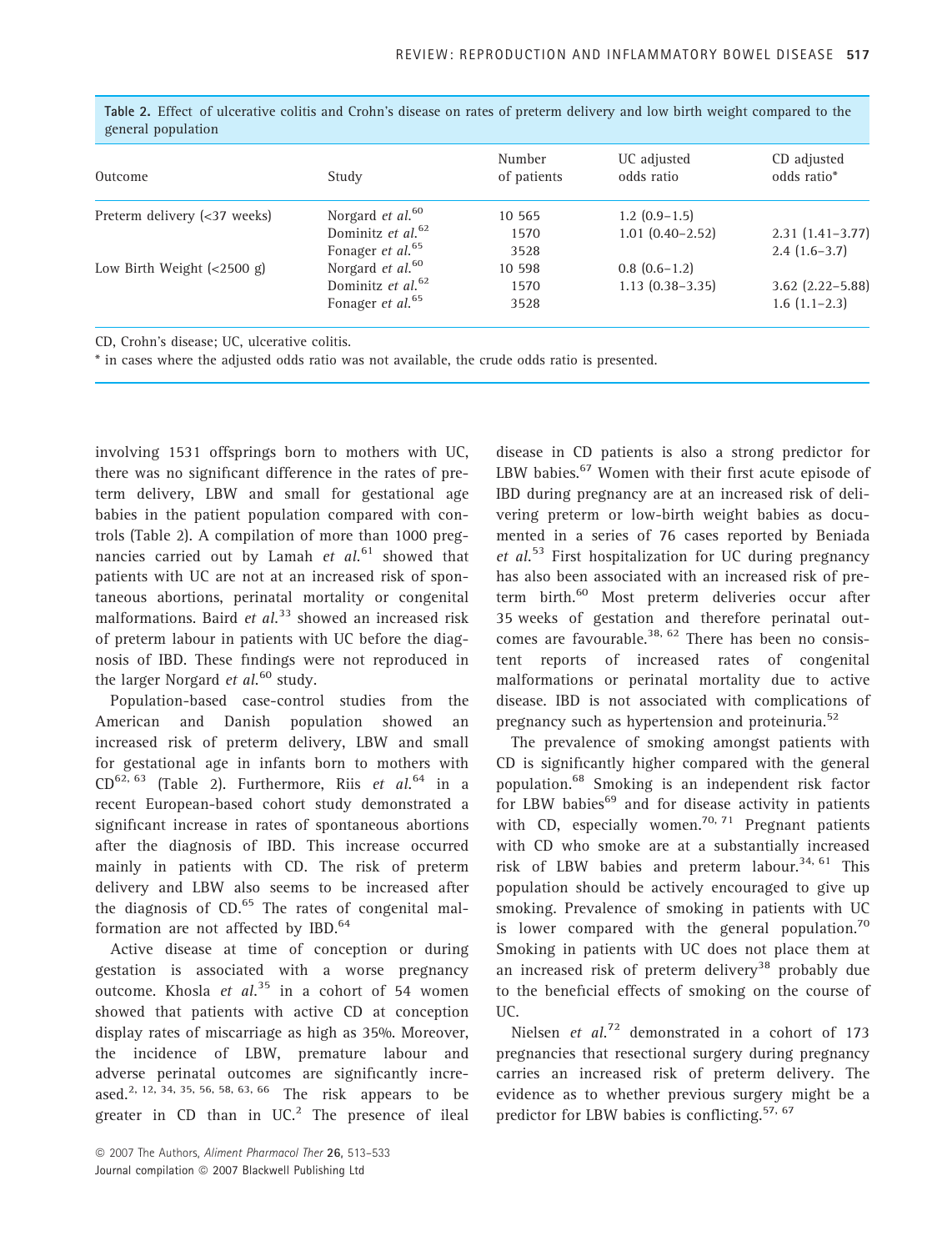**Table 2.** Effect of ulcerative colitis and Crohn's disease on rates of preterm delivery and low birth weight compared to the general population

| Outcome | Study | Number of patients | UC adjusted odds ratio | CD adjusted odds ratio* |
|---|---|---|---|---|
| Preterm delivery (<37 weeks) | Norgard *et al.*[60] | 10 565 | 1.2 (0.9–1.5) | |
| | Dominitz *et al.*[62] | 1570 | 1.01 (0.40–2.52) | 2.31 (1.41–3.77) |
| | Fonager *et al.*[65] | 3528 | | 2.4 (1.6–3.7) |
| Low Birth Weight (<2500 g) | Norgard *et al.*[60] | 10 598 | 0.8 (0.6–1.2) | |
| | Dominitz *et al.*[62] | 1570 | 1.13 (0.38–3.35) | 3.62 (2.22–5.88) |
| | Fonager *et al.*[65] | 3528 | | 1.6 (1.1–2.3) |

CD, Crohn's disease; UC, ulcerative colitis.
* in cases where the adjusted odds ratio was not available, the crude odds ratio is presented.

involving 1531 offsprings born to mothers with UC, there was no significant difference in the rates of preterm delivery, LBW and small for gestational age babies in the patient population compared with controls (Table 2). A compilation of more than 1000 pregnancies carried out by Lamah *et al.*[61] showed that patients with UC are not at an increased risk of spontaneous abortions, perinatal mortality or congenital malformations. Baird *et al.*[33] showed an increased risk of preterm labour in patients with UC before the diagnosis of IBD. These findings were not reproduced in the larger Norgard *et al.*[60] study.

Population-based case-control studies from the American and Danish population showed an increased risk of preterm delivery, LBW and small for gestational age in infants born to mothers with CD[62, 63] (Table 2). Furthermore, Riis *et al.*[64] in a recent European-based cohort study demonstrated a significant increase in rates of spontaneous abortions after the diagnosis of IBD. This increase occurred mainly in patients with CD. The risk of preterm delivery and LBW also seems to be increased after the diagnosis of CD.[65] The rates of congenital malformation are not affected by IBD.[64]

Active disease at time of conception or during gestation is associated with a worse pregnancy outcome. Khosla *et al.*[35] in a cohort of 54 women showed that patients with active CD at conception display rates of miscarriage as high as 35%. Moreover, the incidence of LBW, premature labour and adverse perinatal outcomes are significantly increased.[2, 12, 34, 35, 56, 58, 63, 66] The risk appears to be greater in CD than in UC.[2] The presence of ileal disease in CD patients is also a strong predictor for LBW babies.[67] Women with their first acute episode of IBD during pregnancy are at an increased risk of delivering preterm or low-birth weight babies as documented in a series of 76 cases reported by Beniada *et al.*[53] First hospitalization for UC during pregnancy has also been associated with an increased risk of preterm birth.[60] Most preterm deliveries occur after 35 weeks of gestation and therefore perinatal outcomes are favourable.[38, 62] There has been no consistent reports of increased rates of congenital malformations or perinatal mortality due to active disease. IBD is not associated with complications of pregnancy such as hypertension and proteinuria.[52]

The prevalence of smoking amongst patients with CD is significantly higher compared with the general population.[68] Smoking is an independent risk factor for LBW babies[69] and for disease activity in patients with CD, especially women.[70, 71] Pregnant patients with CD who smoke are at a substantially increased risk of LBW babies and preterm labour.[34, 61] This population should be actively encouraged to give up smoking. Prevalence of smoking in patients with UC is lower compared with the general population.[70] Smoking in patients with UC does not place them at an increased risk of preterm delivery[38] probably due to the beneficial effects of smoking on the course of UC.

Nielsen *et al.*[72] demonstrated in a cohort of 173 pregnancies that resectional surgery during pregnancy carries an increased risk of preterm delivery. The evidence as to whether previous surgery might be a predictor for LBW babies is conflicting.[57, 67]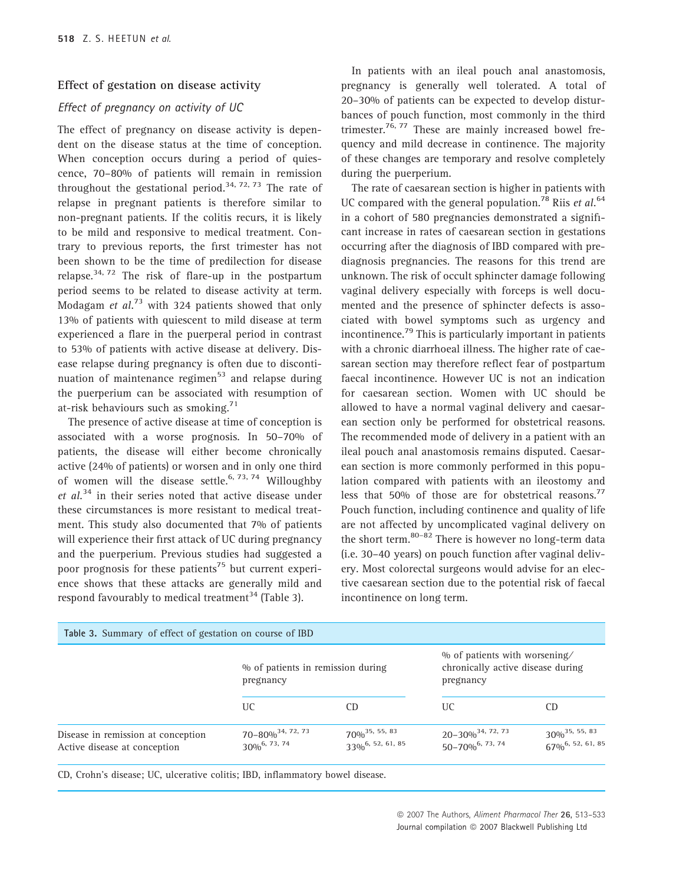## Effect of gestation on disease activity

### *Effect of pregnancy on activity of UC*

The effect of pregnancy on disease activity is dependent on the disease status at the time of conception. When conception occurs during a period of quiescence, 70–80% of patients will remain in remission throughout the gestational period.[34, 72, 73] The rate of relapse in pregnant patients is therefore similar to non-pregnant patients. If the colitis recurs, it is likely to be mild and responsive to medical treatment. Contrary to previous reports, the first trimester has not been shown to be the time of predilection for disease relapse.[34, 72] The risk of flare-up in the postpartum period seems to be related to disease activity at term. Modagam *et al.*[73] with 324 patients showed that only 13% of patients with quiescent to mild disease at term experienced a flare in the puerperal period in contrast to 53% of patients with active disease at delivery. Disease relapse during pregnancy is often due to discontinuation of maintenance regimen[53] and relapse during the puerperium can be associated with resumption of at-risk behaviours such as smoking.[71]

The presence of active disease at time of conception is associated with a worse prognosis. In 50–70% of patients, the disease will either become chronically active (24% of patients) or worsen and in only one third of women will the disease settle.[6, 73, 74] Willoughby *et al.*[34] in their series noted that active disease under these circumstances is more resistant to medical treatment. This study also documented that 7% of patients will experience their first attack of UC during pregnancy and the puerperium. Previous studies had suggested a poor prognosis for these patients[75] but current experience shows that these attacks are generally mild and respond favourably to medical treatment[34] (Table 3).

In patients with an ileal pouch anal anastomosis, pregnancy is generally well tolerated. A total of 20–30% of patients can be expected to develop disturbances of pouch function, most commonly in the third trimester.[76, 77] These are mainly increased bowel frequency and mild decrease in continence. The majority of these changes are temporary and resolve completely during the puerperium.

The rate of caesarean section is higher in patients with UC compared with the general population.[78] Riis *et al.*[64] in a cohort of 580 pregnancies demonstrated a significant increase in rates of caesarean section in gestations occurring after the diagnosis of IBD compared with pre-diagnosis pregnancies. The reasons for this trend are unknown. The risk of occult sphincter damage following vaginal delivery especially with forceps is well documented and the presence of sphincter defects is associated with bowel symptoms such as urgency and incontinence.[79] This is particularly important in patients with a chronic diarrhoeal illness. The higher rate of caesarean section may therefore reflect fear of postpartum faecal incontinence. However UC is not an indication for caesarean section. Women with UC should be allowed to have a normal vaginal delivery and caesarean section only be performed for obstetrical reasons. The recommended mode of delivery in a patient with an ileal pouch anal anastomosis remains disputed. Caesarean section is more commonly performed in this population compared with patients with an ileostomy and less that 50% of those are for obstetrical reasons.[77] Pouch function, including continence and quality of life are not affected by uncomplicated vaginal delivery on the short term.[80–82] There is however no long-term data (i.e. 30–40 years) on pouch function after vaginal delivery. Most colorectal surgeons would advise for an elective caesarean section due to the potential risk of faecal incontinence on long term.

**Table 3.** Summary of effect of gestation on course of IBD

| | % of patients in remission during pregnancy | | % of patients with worsening/ chronically active disease during pregnancy | |
|---|---|---|---|---|
| | UC | CD | UC | CD |
| Disease in remission at conception | 70–80%[34, 72, 73] | 70%[35, 55, 83] | 20–30%[34, 72, 73] | 30%[35, 55, 83] |
| Active disease at conception | 30%[6, 73, 74] | 33%[6, 52, 61, 85] | 50–70%[6, 73, 74] | 67%[6, 52, 61, 85] |

CD, Crohn's disease; UC, ulcerative colitis; IBD, inflammatory bowel disease.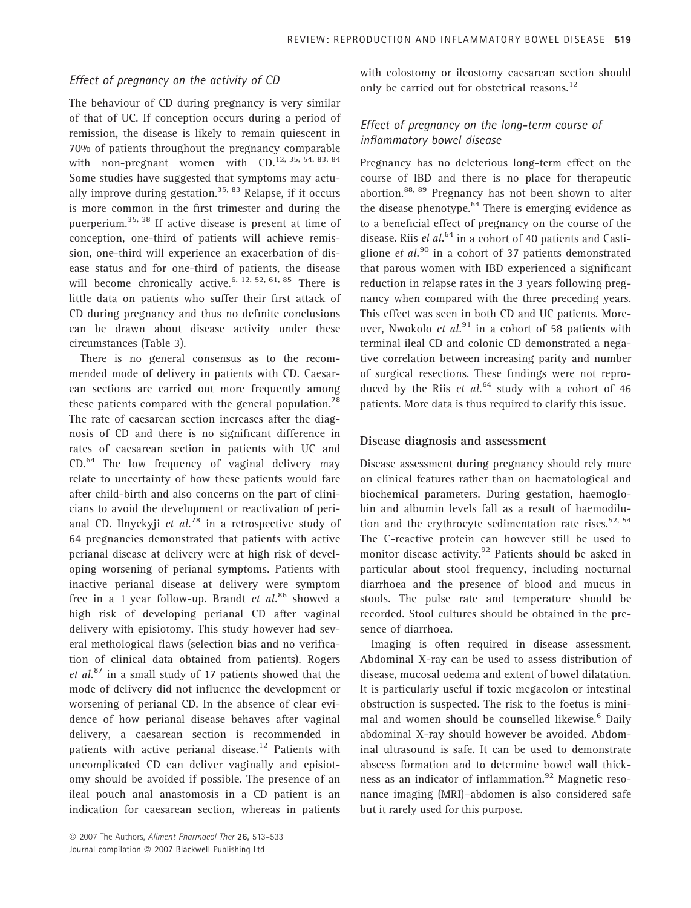### *Effect of pregnancy on the activity of CD*

The behaviour of CD during pregnancy is very similar of that of UC. If conception occurs during a period of remission, the disease is likely to remain quiescent in 70% of patients throughout the pregnancy comparable with non-pregnant women with CD.[12, 35, 54, 83, 84] Some studies have suggested that symptoms may actually improve during gestation.[35, 83] Relapse, if it occurs is more common in the first trimester and during the puerperium.[35, 38] If active disease is present at time of conception, one-third of patients will achieve remission, one-third will experience an exacerbation of disease status and for one-third of patients, the disease will become chronically active.[6, 12, 52, 61, 85] There is little data on patients who suffer their first attack of CD during pregnancy and thus no definite conclusions can be drawn about disease activity under these circumstances (Table 3).

There is no general consensus as to the recommended mode of delivery in patients with CD. Caesarean sections are carried out more frequently among these patients compared with the general population.[78] The rate of caesarean section increases after the diagnosis of CD and there is no significant difference in rates of caesarean section in patients with UC and CD.[64] The low frequency of vaginal delivery may relate to uncertainty of how these patients would fare after child-birth and also concerns on the part of clinicians to avoid the development or reactivation of perianal CD. Ilnyckyji *et al.*[78] in a retrospective study of 64 pregnancies demonstrated that patients with active perianal disease at delivery were at high risk of developing worsening of perianal symptoms. Patients with inactive perianal disease at delivery were symptom free in a 1 year follow-up. Brandt *et al.*[86] showed a high risk of developing perianal CD after vaginal delivery with episiotomy. This study however had several methological flaws (selection bias and no verification of clinical data obtained from patients). Rogers *et al.*[87] in a small study of 17 patients showed that the mode of delivery did not influence the development or worsening of perianal CD. In the absence of clear evidence of how perianal disease behaves after vaginal delivery, a caesarean section is recommended in patients with active perianal disease.[12] Patients with uncomplicated CD can deliver vaginally and episiotomy should be avoided if possible. The presence of an ileal pouch anal anastomosis in a CD patient is an indication for caesarean section, whereas in patients with colostomy or ileostomy caesarean section should only be carried out for obstetrical reasons.[12]

### *Effect of pregnancy on the long-term course of inflammatory bowel disease*

Pregnancy has no deleterious long-term effect on the course of IBD and there is no place for therapeutic abortion.[88, 89] Pregnancy has not been shown to alter the disease phenotype.[64] There is emerging evidence as to a beneficial effect of pregnancy on the course of the disease. Riis *el al.*[64] in a cohort of 40 patients and Castiglione *et al.*[90] in a cohort of 37 patients demonstrated that parous women with IBD experienced a significant reduction in relapse rates in the 3 years following pregnancy when compared with the three preceding years. This effect was seen in both CD and UC patients. Moreover, Nwokolo *et al.*[91] in a cohort of 58 patients with terminal ileal CD and colonic CD demonstrated a negative correlation between increasing parity and number of surgical resections. These findings were not reproduced by the Riis *et al.*[64] study with a cohort of 46 patients. More data is thus required to clarify this issue.

## Disease diagnosis and assessment

Disease assessment during pregnancy should rely more on clinical features rather than on haematological and biochemical parameters. During gestation, haemoglobin and albumin levels fall as a result of haemodilution and the erythrocyte sedimentation rate rises.[52, 54] The C-reactive protein can however still be used to monitor disease activity.[92] Patients should be asked in particular about stool frequency, including nocturnal diarrhoea and the presence of blood and mucus in stools. The pulse rate and temperature should be recorded. Stool cultures should be obtained in the presence of diarrhoea.

Imaging is often required in disease assessment. Abdominal X-ray can be used to assess distribution of disease, mucosal oedema and extent of bowel dilatation. It is particularly useful if toxic megacolon or intestinal obstruction is suspected. The risk to the foetus is minimal and women should be counselled likewise.[6] Daily abdominal X-ray should however be avoided. Abdominal ultrasound is safe. It can be used to demonstrate abscess formation and to determine bowel wall thickness as an indicator of inflammation.[92] Magnetic resonance imaging (MRI)–abdomen is also considered safe but it rarely used for this purpose.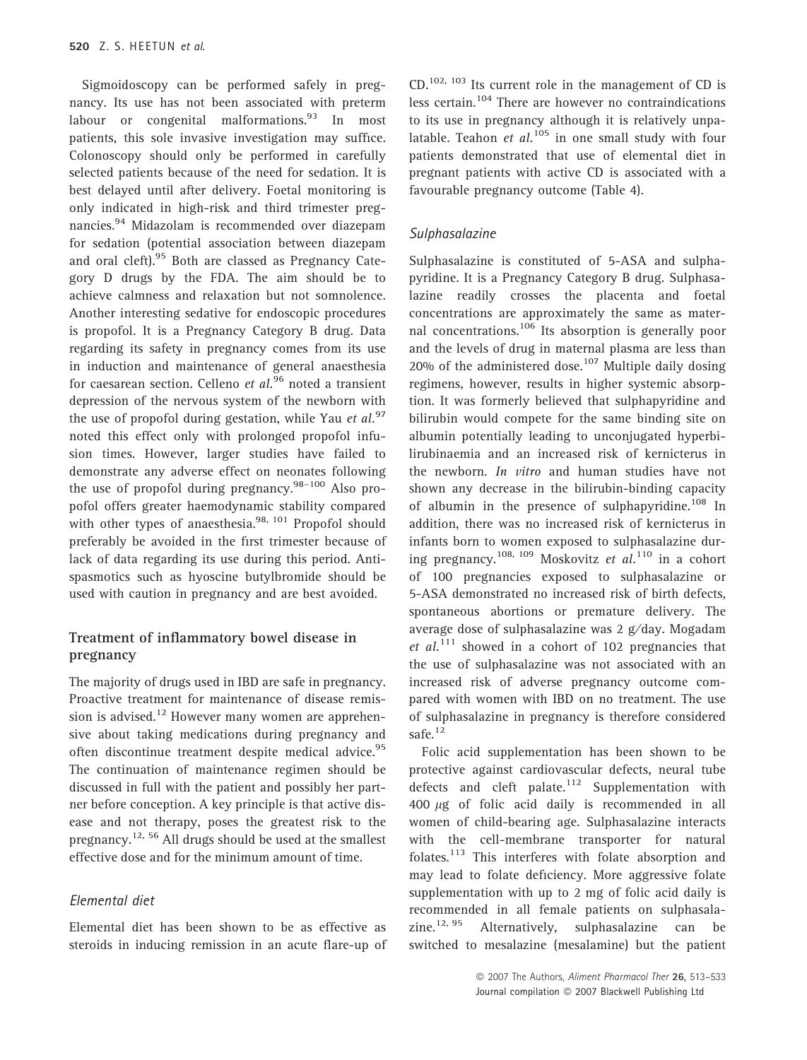Sigmoidoscopy can be performed safely in pregnancy. Its use has not been associated with preterm labour or congenital malformations.[93] In most patients, this sole invasive investigation may suffice. Colonoscopy should only be performed in carefully selected patients because of the need for sedation. It is best delayed until after delivery. Foetal monitoring is only indicated in high-risk and third trimester pregnancies.[94] Midazolam is recommended over diazepam for sedation (potential association between diazepam and oral cleft).[95] Both are classed as Pregnancy Category D drugs by the FDA. The aim should be to achieve calmness and relaxation but not somnolence. Another interesting sedative for endoscopic procedures is propofol. It is a Pregnancy Category B drug. Data regarding its safety in pregnancy comes from its use in induction and maintenance of general anaesthesia for caesarean section. Celleno *et al.*[96] noted a transient depression of the nervous system of the newborn with the use of propofol during gestation, while Yau *et al.*[97] noted this effect only with prolonged propofol infusion times. However, larger studies have failed to demonstrate any adverse effect on neonates following the use of propofol during pregnancy.[98–100] Also propofol offers greater haemodynamic stability compared with other types of anaesthesia.[98, 101] Propofol should preferably be avoided in the first trimester because of lack of data regarding its use during this period. Antispasmotics such as hyoscine butylbromide should be used with caution in pregnancy and are best avoided.

## Treatment of inflammatory bowel disease in pregnancy

The majority of drugs used in IBD are safe in pregnancy. Proactive treatment for maintenance of disease remission is advised.[12] However many women are apprehensive about taking medications during pregnancy and often discontinue treatment despite medical advice.[95] The continuation of maintenance regimen should be discussed in full with the patient and possibly her partner before conception. A key principle is that active disease and not therapy, poses the greatest risk to the pregnancy.[12, 56] All drugs should be used at the smallest effective dose and for the minimum amount of time.

### *Elemental diet*

Elemental diet has been shown to be as effective as steroids in inducing remission in an acute flare-up of CD.[102, 103] Its current role in the management of CD is less certain.[104] There are however no contraindications to its use in pregnancy although it is relatively unpalatable. Teahon *et al.*[105] in one small study with four patients demonstrated that use of elemental diet in pregnant patients with active CD is associated with a favourable pregnancy outcome (Table 4).

### *Sulphasalazine*

Sulphasalazine is constituted of 5-ASA and sulphapyridine. It is a Pregnancy Category B drug. Sulphasalazine readily crosses the placenta and foetal concentrations are approximately the same as maternal concentrations.[106] Its absorption is generally poor and the levels of drug in maternal plasma are less than 20% of the administered dose.[107] Multiple daily dosing regimens, however, results in higher systemic absorption. It was formerly believed that sulphapyridine and bilirubin would compete for the same binding site on albumin potentially leading to unconjugated hyperbilirubinaemia and an increased risk of kernicterus in the newborn. *In vitro* and human studies have not shown any decrease in the bilirubin-binding capacity of albumin in the presence of sulphapyridine.[108] In addition, there was no increased risk of kernicterus in infants born to women exposed to sulphasalazine during pregnancy.[108, 109] Moskovitz *et al.*[110] in a cohort of 100 pregnancies exposed to sulphasalazine or 5-ASA demonstrated no increased risk of birth defects, spontaneous abortions or premature delivery. The average dose of sulphasalazine was 2 g/day. Mogadam *et al.*[111] showed in a cohort of 102 pregnancies that the use of sulphasalazine was not associated with an increased risk of adverse pregnancy outcome compared with women with IBD on no treatment. The use of sulphasalazine in pregnancy is therefore considered safe.[12]

Folic acid supplementation has been shown to be protective against cardiovascular defects, neural tube defects and cleft palate.[112] Supplementation with 400 $\mu$g of folic acid daily is recommended in all women of child-bearing age. Sulphasalazine interacts with the cell-membrane transporter for natural folates.[113] This interferes with folate absorption and may lead to folate deficiency. More aggressive folate supplementation with up to 2 mg of folic acid daily is recommended in all female patients on sulphasalazine.[12, 95] Alternatively, sulphasalazine can be switched to mesalazine (mesalamine) but the patient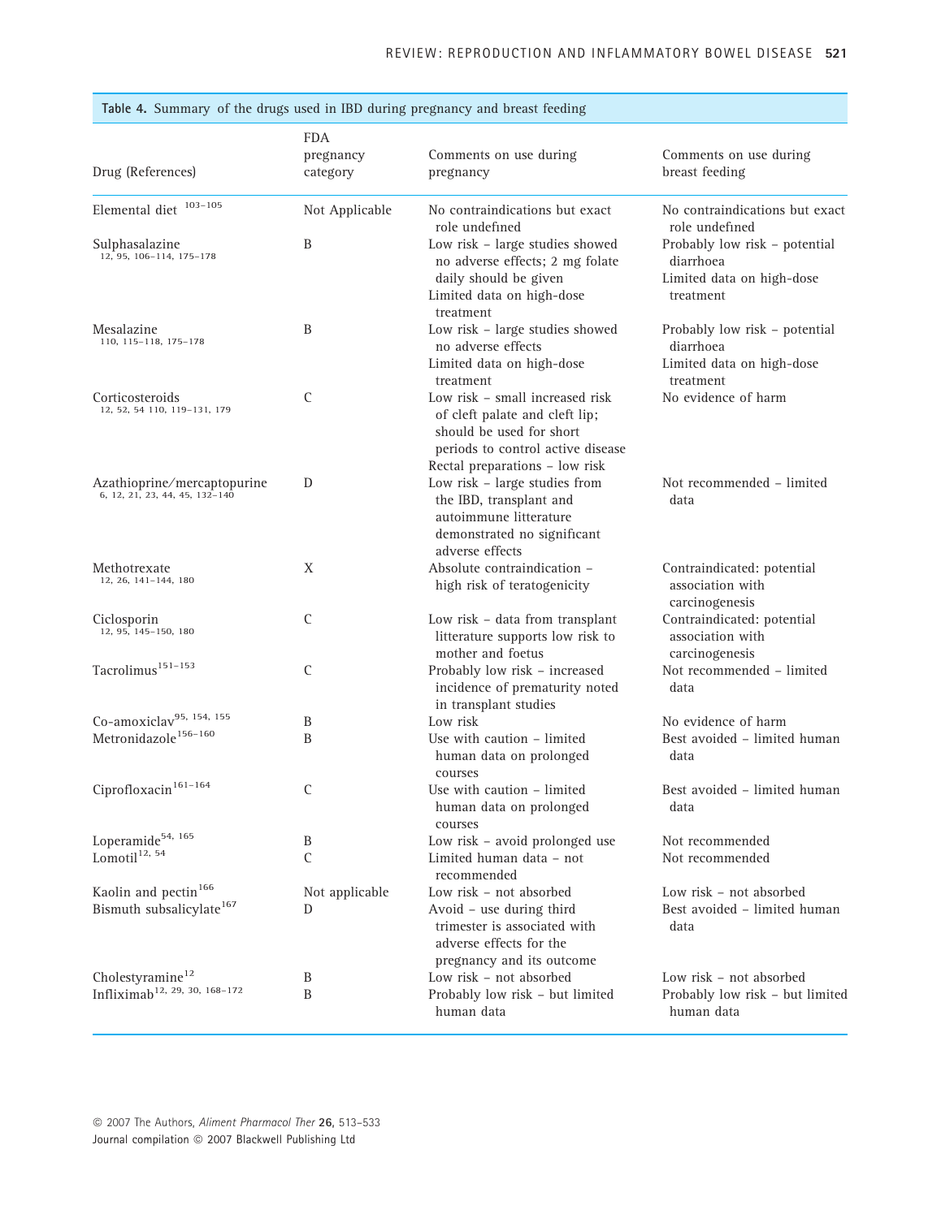**Table 4.** Summary of the drugs used in IBD during pregnancy and breast feeding

| Drug (References) | FDA pregnancy category | Comments on use during pregnancy | Comments on use during breast feeding |
|---|---|---|---|
| Elemental diet [103–105] | Not Applicable | No contraindications but exact role undefined | No contraindications but exact role undefined |
| Sulphasalazine [12, 95, 106–114, 175–178] | B | Low risk – large studies showed no adverse effects; 2 mg folate daily should be given<br>Limited data on high-dose treatment | Probably low risk – potential diarrhoea<br>Limited data on high-dose treatment |
| Mesalazine [110, 115–118, 175–178] | B | Low risk – large studies showed no adverse effects<br>Limited data on high-dose treatment | Probably low risk – potential diarrhoea<br>Limited data on high-dose treatment |
| Corticosteroids [12, 52, 54 110, 119–131, 179] | C | Low risk – small increased risk of cleft palate and cleft lip; should be used for short periods to control active disease<br>Rectal preparations – low risk | No evidence of harm |
| Azathioprine/mercaptopurine [6, 12, 21, 23, 44, 45, 132–140] | D | Low risk – large studies from the IBD, transplant and autoimmune litterature demonstrated no significant adverse effects | Not recommended – limited data |
| Methotrexate [12, 26, 141–144, 180] | X | Absolute contraindication – high risk of teratogenicity | Contraindicated: potential association with carcinogenesis |
| Ciclosporin [12, 95, 145–150, 180] | C | Low risk – data from transplant litterature supports low risk to mother and foetus | Contraindicated: potential association with carcinogenesis |
| Tacrolimus [151–153] | C | Probably low risk – increased incidence of prematurity noted in transplant studies | Not recommended – limited data |
| Co-amoxiclav [95, 154, 155] | B | Low risk | No evidence of harm |
| Metronidazole [156–160] | B | Use with caution – limited human data on prolonged courses | Best avoided – limited human data |
| Ciprofloxacin [161–164] | C | Use with caution – limited human data on prolonged courses | Best avoided – limited human data |
| Loperamide [54, 165] | B | Low risk – avoid prolonged use | Not recommended |
| Lomotil [12, 54] | C | Limited human data – not recommended | Not recommended |
| Kaolin and pectin [166] | Not applicable | Low risk – not absorbed | Low risk – not absorbed |
| Bismuth subsalicylate [167] | D | Avoid – use during third trimester is associated with adverse effects for the pregnancy and its outcome | Best avoided – limited human data |
| Cholestyramine [12] | B | Low risk – not absorbed | Low risk – not absorbed |
| Infliximab [12, 29, 30, 168–172] | B | Probably low risk – but limited human data | Probably low risk – but limited human data |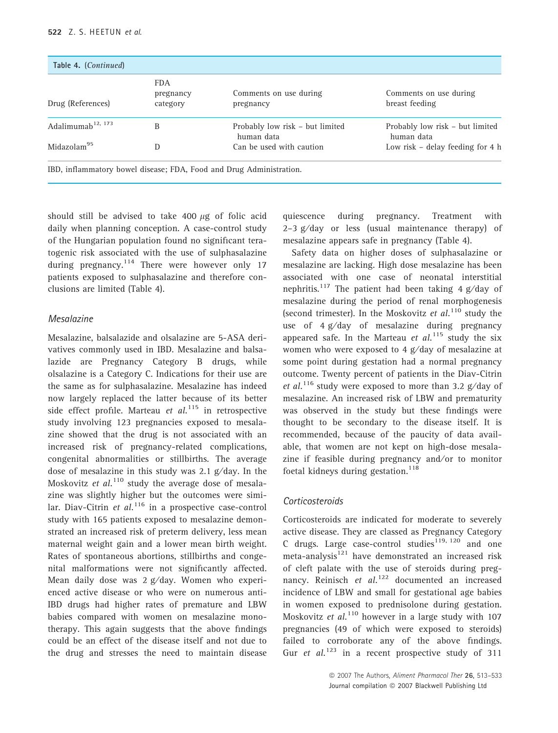**Table 4.** (*Continued*)

| Drug (References) | FDA pregnancy category | Comments on use during pregnancy | Comments on use during breast feeding |
|---|---|---|---|
| Adalimumab[12, 173] | B | Probably low risk – but limited human data | Probably low risk – but limited human data |
| Midazolam[95] | D | Can be used with caution | Low risk – delay feeding for 4 h |

IBD, inflammatory bowel disease; FDA, Food and Drug Administration.

should still be advised to take 400 μg of folic acid daily when planning conception. A case-control study of the Hungarian population found no significant teratogenic risk associated with the use of sulphasalazine during pregnancy.[114] There were however only 17 patients exposed to sulphasalazine and therefore conclusions are limited (Table 4).

### Mesalazine

Mesalazine, balsalazide and olsalazine are 5-ASA derivatives commonly used in IBD. Mesalazine and balsalazide are Pregnancy Category B drugs, while olsalazine is a Category C. Indications for their use are the same as for sulphasalazine. Mesalazine has indeed now largely replaced the latter because of its better side effect profile. Marteau *et al.*[115] in retrospective study involving 123 pregnancies exposed to mesalazine showed that the drug is not associated with an increased risk of pregnancy-related complications, congenital abnormalities or stillbirths. The average dose of mesalazine in this study was 2.1 g/day. In the Moskovitz *et al.*[110] study the average dose of mesalazine was slightly higher but the outcomes were similar. Diav-Citrin *et al.*[116] in a prospective case-control study with 165 patients exposed to mesalazine demonstrated an increased risk of preterm delivery, less mean maternal weight gain and a lower mean birth weight. Rates of spontaneous abortions, stillbirths and congenital malformations were not significantly affected. Mean daily dose was 2 g/day. Women who experienced active disease or who were on numerous anti-IBD drugs had higher rates of premature and LBW babies compared with women on mesalazine monotherapy. This again suggests that the above findings could be an effect of the disease itself and not due to the drug and stresses the need to maintain disease quiescence during pregnancy. Treatment with 2–3 g/day or less (usual maintenance therapy) of mesalazine appears safe in pregnancy (Table 4).

Safety data on higher doses of sulphasalazine or mesalazine are lacking. High dose mesalazine has been associated with one case of neonatal interstitial nephritis.[117] The patient had been taking 4 g/day of mesalazine during the period of renal morphogenesis (second trimester). In the Moskovitz *et al.*[110] study the use of 4 g/day of mesalazine during pregnancy appeared safe. In the Marteau *et al.*[115] study the six women who were exposed to 4 g/day of mesalazine at some point during gestation had a normal pregnancy outcome. Twenty percent of patients in the Diav-Citrin *et al.*[116] study were exposed to more than 3.2 g/day of mesalazine. An increased risk of LBW and prematurity was observed in the study but these findings were thought to be secondary to the disease itself. It is recommended, because of the paucity of data available, that women are not kept on high-dose mesalazine if feasible during pregnancy and/or to monitor foetal kidneys during gestation.[118]

### Corticosteroids

Corticosteroids are indicated for moderate to severely active disease. They are classed as Pregnancy Category C drugs. Large case-control studies[119, 120] and one meta-analysis[121] have demonstrated an increased risk of cleft palate with the use of steroids during pregnancy. Reinisch *et al.*[122] documented an increased incidence of LBW and small for gestational age babies in women exposed to prednisolone during gestation. Moskovitz *et al.*[110] however in a large study with 107 pregnancies (49 of which were exposed to steroids) failed to corroborate any of the above findings. Gur *et al.*[123] in a recent prospective study of 311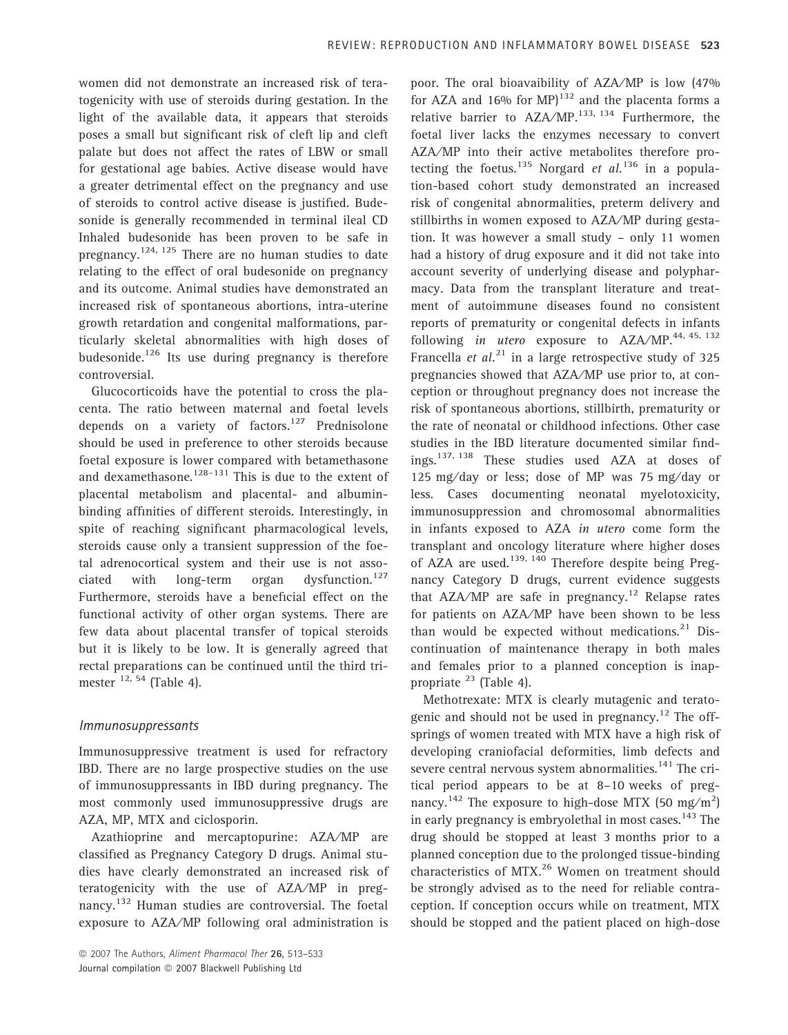women did not demonstrate an increased risk of teratogenicity with use of steroids during gestation. In the light of the available data, it appears that steroids poses a small but significant risk of cleft lip and cleft palate but does not affect the rates of LBW or small for gestational age babies. Active disease would have a greater detrimental effect on the pregnancy and use of steroids to control active disease is justified. Budesonide is generally recommended in terminal ileal CD Inhaled budesonide has been proven to be safe in pregnancy.[124, 125] There are no human studies to date relating to the effect of oral budesonide on pregnancy and its outcome. Animal studies have demonstrated an increased risk of spontaneous abortions, intra-uterine growth retardation and congenital malformations, particularly skeletal abnormalities with high doses of budesonide.[126] Its use during pregnancy is therefore controversial.

Glucocorticoids have the potential to cross the placenta. The ratio between maternal and foetal levels depends on a variety of factors.[127] Prednisolone should be used in preference to other steroids because foetal exposure is lower compared with betamethasone and dexamethasone.[128–131] This is due to the extent of placental metabolism and placental- and albumin-binding affinities of different steroids. Interestingly, in spite of reaching significant pharmacological levels, steroids cause only a transient suppression of the foetal adrenocortical system and their use is not associated with long-term organ dysfunction.[127] Furthermore, steroids have a beneficial effect on the functional activity of other organ systems. There are few data about placental transfer of topical steroids but it is likely to be low. It is generally agreed that rectal preparations can be continued until the third trimester [12, 54] (Table 4).

### Immunosuppressants

Immunosuppressive treatment is used for refractory IBD. There are no large prospective studies on the use of immunosuppressants in IBD during pregnancy. The most commonly used immunosuppressive drugs are AZA, MP, MTX and ciclosporin.

Azathioprine and mercaptopurine: AZA/MP are classified as Pregnancy Category D drugs. Animal studies have clearly demonstrated an increased risk of teratogenicity with the use of AZA/MP in pregnancy.[132] Human studies are controversial. The foetal exposure to AZA/MP following oral administration is poor. The oral bioavaibility of AZA/MP is low (47% for AZA and 16% for MP)[132] and the placenta forms a relative barrier to AZA/MP.[133, 134] Furthermore, the foetal liver lacks the enzymes necessary to convert AZA/MP into their active metabolites therefore protecting the foetus.[135] Norgard *et al.*[136] in a population-based cohort study demonstrated an increased risk of congenital abnormalities, preterm delivery and stillbirths in women exposed to AZA/MP during gestation. It was however a small study – only 11 women had a history of drug exposure and it did not take into account severity of underlying disease and polypharmacy. Data from the transplant literature and treatment of autoimmune diseases found no consistent reports of prematurity or congenital defects in infants following *in utero* exposure to AZA/MP.[44, 45, 132] Francella *et al.*[21] in a large retrospective study of 325 pregnancies showed that AZA/MP use prior to, at conception or throughout pregnancy does not increase the risk of spontaneous abortions, stillbirth, prematurity or the rate of neonatal or childhood infections. Other case studies in the IBD literature documented similar findings.[137, 138] These studies used AZA at doses of 125 mg/day or less; dose of MP was 75 mg/day or less. Cases documenting neonatal myelotoxicity, immunosuppression and chromosomal abnormalities in infants exposed to AZA *in utero* come form the transplant and oncology literature where higher doses of AZA are used.[139, 140] Therefore despite being Pregnancy Category D drugs, current evidence suggests that AZA/MP are safe in pregnancy.[12] Relapse rates for patients on AZA/MP have been shown to be less than would be expected without medications.[21] Discontinuation of maintenance therapy in both males and females prior to a planned conception is inappropriate [23] (Table 4).

Methotrexate: MTX is clearly mutagenic and teratogenic and should not be used in pregnancy.[12] The offsprings of women treated with MTX have a high risk of developing craniofacial deformities, limb defects and severe central nervous system abnormalities.[141] The critical period appears to be at 8–10 weeks of pregnancy.[142] The exposure to high-dose MTX (50 mg/m$^2$) in early pregnancy is embryolethal in most cases.[143] The drug should be stopped at least 3 months prior to a planned conception due to the prolonged tissue-binding characteristics of MTX.[26] Women on treatment should be strongly advised as to the need for reliable contraception. If conception occurs while on treatment, MTX should be stopped and the patient placed on high-dose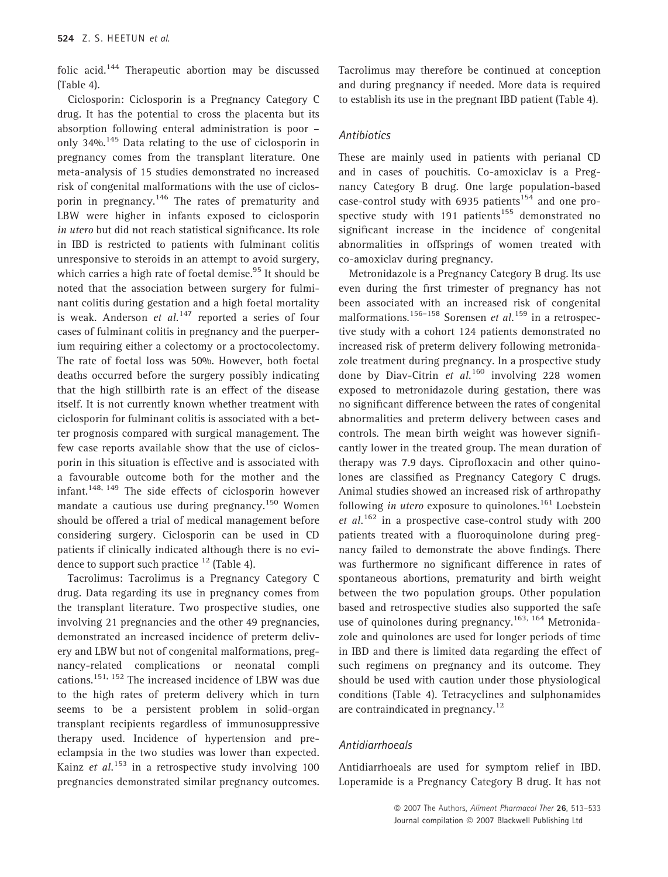folic acid.[144] Therapeutic abortion may be discussed (Table 4).

Ciclosporin: Ciclosporin is a Pregnancy Category C drug. It has the potential to cross the placenta but its absorption following enteral administration is poor – only 34%.[145] Data relating to the use of ciclosporin in pregnancy comes from the transplant literature. One meta-analysis of 15 studies demonstrated no increased risk of congenital malformations with the use of ciclosporin in pregnancy.[146] The rates of prematurity and LBW were higher in infants exposed to ciclosporin *in utero* but did not reach statistical significance. Its role in IBD is restricted to patients with fulminant colitis unresponsive to steroids in an attempt to avoid surgery, which carries a high rate of foetal demise.[95] It should be noted that the association between surgery for fulminant colitis during gestation and a high foetal mortality is weak. Anderson *et al.*[147] reported a series of four cases of fulminant colitis in pregnancy and the puerperium requiring either a colectomy or a proctocolectomy. The rate of foetal loss was 50%. However, both foetal deaths occurred before the surgery possibly indicating that the high stillbirth rate is an effect of the disease itself. It is not currently known whether treatment with ciclosporin for fulminant colitis is associated with a better prognosis compared with surgical management. The few case reports available show that the use of ciclosporin in this situation is effective and is associated with a favourable outcome both for the mother and the infant.[148, 149] The side effects of ciclosporin however mandate a cautious use during pregnancy.[150] Women should be offered a trial of medical management before considering surgery. Ciclosporin can be used in CD patients if clinically indicated although there is no evidence to support such practice [12] (Table 4).

Tacrolimus: Tacrolimus is a Pregnancy Category C drug. Data regarding its use in pregnancy comes from the transplant literature. Two prospective studies, one involving 21 pregnancies and the other 49 pregnancies, demonstrated an increased incidence of preterm delivery and LBW but not of congenital malformations, pregnancy-related complications or neonatal complications.[151, 152] The increased incidence of LBW was due to the high rates of preterm delivery which in turn seems to be a persistent problem in solid-organ transplant recipients regardless of immunosuppressive therapy used. Incidence of hypertension and pre-eclampsia in the two studies was lower than expected. Kainz *et al.*[153] in a retrospective study involving 100 pregnancies demonstrated similar pregnancy outcomes. Tacrolimus may therefore be continued at conception and during pregnancy if needed. More data is required to establish its use in the pregnant IBD patient (Table 4).

### Antibiotics

These are mainly used in patients with perianal CD and in cases of pouchitis. Co-amoxiclav is a Pregnancy Category B drug. One large population-based case-control study with 6935 patients[154] and one prospective study with 191 patients[155] demonstrated no significant increase in the incidence of congenital abnormalities in offsprings of women treated with co-amoxiclav during pregnancy.

Metronidazole is a Pregnancy Category B drug. Its use even during the first trimester of pregnancy has not been associated with an increased risk of congenital malformations.[156–158] Sorensen *et al.*[159] in a retrospective study with a cohort 124 patients demonstrated no increased risk of preterm delivery following metronidazole treatment during pregnancy. In a prospective study done by Diav-Citrin *et al.*[160] involving 228 women exposed to metronidazole during gestation, there was no significant difference between the rates of congenital abnormalities and preterm delivery between cases and controls. The mean birth weight was however significantly lower in the treated group. The mean duration of therapy was 7.9 days. Ciprofloxacin and other quinolones are classified as Pregnancy Category C drugs. Animal studies showed an increased risk of arthropathy following *in utero* exposure to quinolones.[161] Loebstein *et al.*[162] in a prospective case-control study with 200 patients treated with a fluoroquinolone during pregnancy failed to demonstrate the above findings. There was furthermore no significant difference in rates of spontaneous abortions, prematurity and birth weight between the two population groups. Other population based and retrospective studies also supported the safe use of quinolones during pregnancy.[163, 164] Metronidazole and quinolones are used for longer periods of time in IBD and there is limited data regarding the effect of such regimens on pregnancy and its outcome. They should be used with caution under those physiological conditions (Table 4). Tetracyclines and sulphonamides are contraindicated in pregnancy.[12]

### Antidiarrhoeals

Antidiarrhoeals are used for symptom relief in IBD. Loperamide is a Pregnancy Category B drug. It has not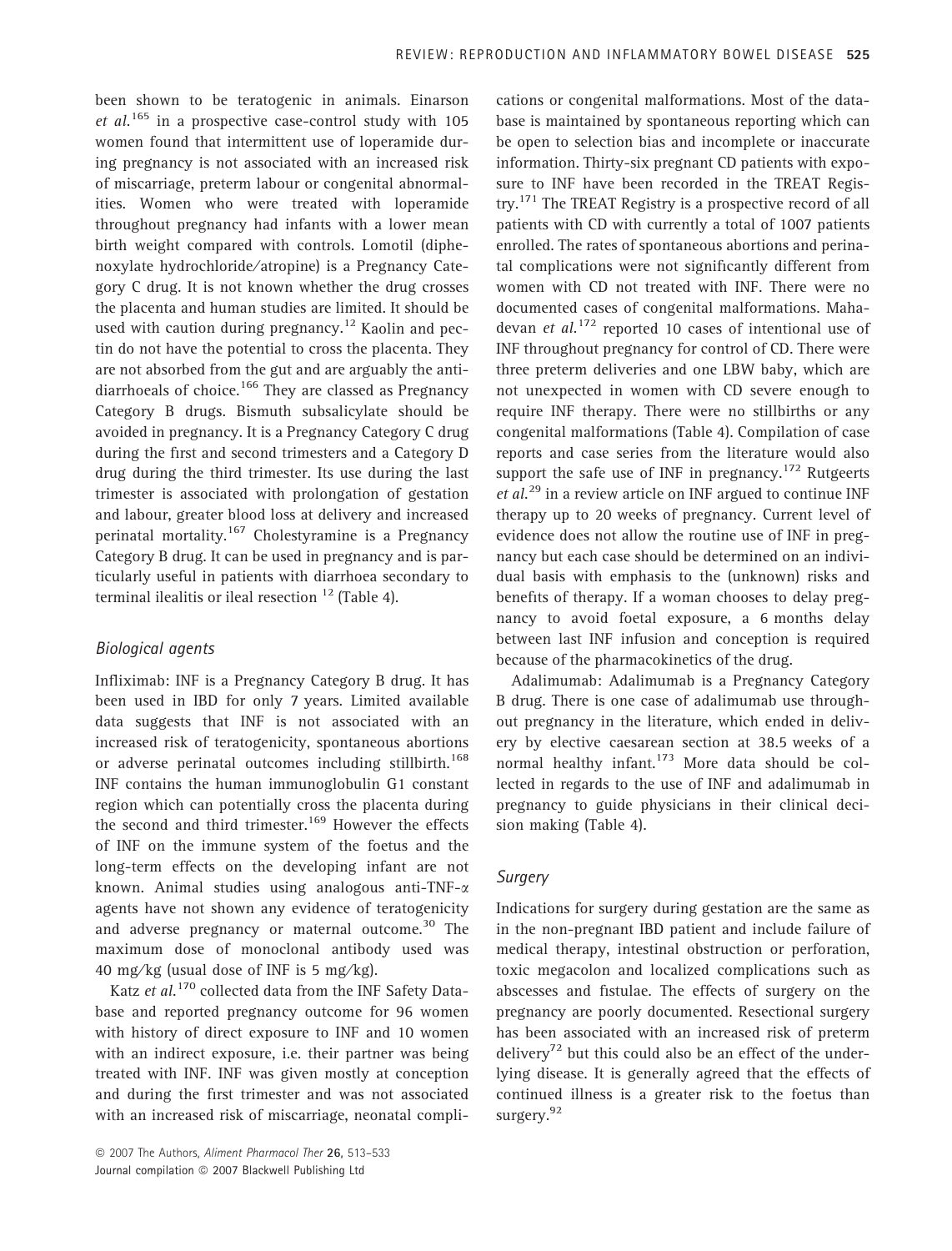been shown to be teratogenic in animals. Einarson *et al.*[165] in a prospective case-control study with 105 women found that intermittent use of loperamide during pregnancy is not associated with an increased risk of miscarriage, preterm labour or congenital abnormalities. Women who were treated with loperamide throughout pregnancy had infants with a lower mean birth weight compared with controls. Lomotil (diphenoxylate hydrochloride/atropine) is a Pregnancy Category C drug. It is not known whether the drug crosses the placenta and human studies are limited. It should be used with caution during pregnancy.[12] Kaolin and pectin do not have the potential to cross the placenta. They are not absorbed from the gut and are arguably the antidiarrhoeals of choice.[166] They are classed as Pregnancy Category B drugs. Bismuth subsalicylate should be avoided in pregnancy. It is a Pregnancy Category C drug during the first and second trimesters and a Category D drug during the third trimester. Its use during the last trimester is associated with prolongation of gestation and labour, greater blood loss at delivery and increased perinatal mortality.[167] Cholestyramine is a Pregnancy Category B drug. It can be used in pregnancy and is particularly useful in patients with diarrhoea secondary to terminal ilealitis or ileal resection [12] (Table 4).

### *Biological agents*

Infliximab: INF is a Pregnancy Category B drug. It has been used in IBD for only 7 years. Limited available data suggests that INF is not associated with an increased risk of teratogenicity, spontaneous abortions or adverse perinatal outcomes including stillbirth.[168] INF contains the human immunoglobulin G1 constant region which can potentially cross the placenta during the second and third trimester.[169] However the effects of INF on the immune system of the foetus and the long-term effects on the developing infant are not known. Animal studies using analogous anti-TNF-$\alpha$ agents have not shown any evidence of teratogenicity and adverse pregnancy or maternal outcome.[30] The maximum dose of monoclonal antibody used was 40 mg/kg (usual dose of INF is 5 mg/kg).

Katz *et al.*[170] collected data from the INF Safety Database and reported pregnancy outcome for 96 women with history of direct exposure to INF and 10 women with an indirect exposure, i.e. their partner was being treated with INF. INF was given mostly at conception and during the first trimester and was not associated with an increased risk of miscarriage, neonatal complications or congenital malformations. Most of the database is maintained by spontaneous reporting which can be open to selection bias and incomplete or inaccurate information. Thirty-six pregnant CD patients with exposure to INF have been recorded in the TREAT Registry.[171] The TREAT Registry is a prospective record of all patients with CD with currently a total of 1007 patients enrolled. The rates of spontaneous abortions and perinatal complications were not significantly different from women with CD not treated with INF. There were no documented cases of congenital malformations. Mahadevan *et al.*[172] reported 10 cases of intentional use of INF throughout pregnancy for control of CD. There were three preterm deliveries and one LBW baby, which are not unexpected in women with CD severe enough to require INF therapy. There were no stillbirths or any congenital malformations (Table 4). Compilation of case reports and case series from the literature would also support the safe use of INF in pregnancy.[172] Rutgeerts *et al.*[29] in a review article on INF argued to continue INF therapy up to 20 weeks of pregnancy. Current level of evidence does not allow the routine use of INF in pregnancy but each case should be determined on an individual basis with emphasis to the (unknown) risks and benefits of therapy. If a woman chooses to delay pregnancy to avoid foetal exposure, a 6 months delay between last INF infusion and conception is required because of the pharmacokinetics of the drug.

Adalimumab: Adalimumab is a Pregnancy Category B drug. There is one case of adalimumab use throughout pregnancy in the literature, which ended in delivery by elective caesarean section at 38.5 weeks of a normal healthy infant.[173] More data should be collected in regards to the use of INF and adalimumab in pregnancy to guide physicians in their clinical decision making (Table 4).

### *Surgery*

Indications for surgery during gestation are the same as in the non-pregnant IBD patient and include failure of medical therapy, intestinal obstruction or perforation, toxic megacolon and localized complications such as abscesses and fistulae. The effects of surgery on the pregnancy are poorly documented. Resectional surgery has been associated with an increased risk of preterm delivery[72] but this could also be an effect of the underlying disease. It is generally agreed that the effects of continued illness is a greater risk to the foetus than surgery.[92]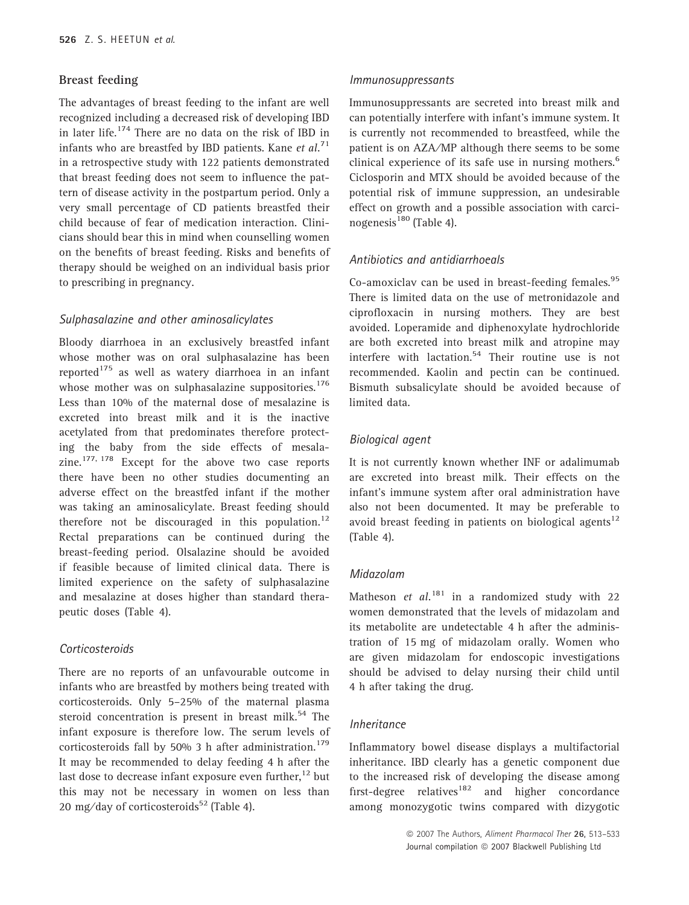## Breast feeding

The advantages of breast feeding to the infant are well recognized including a decreased risk of developing IBD in later life.[174] There are no data on the risk of IBD in infants who are breastfed by IBD patients. Kane *et al.*[71] in a retrospective study with 122 patients demonstrated that breast feeding does not seem to influence the pattern of disease activity in the postpartum period. Only a very small percentage of CD patients breastfed their child because of fear of medication interaction. Clinicians should bear this in mind when counselling women on the benefits of breast feeding. Risks and benefits of therapy should be weighed on an individual basis prior to prescribing in pregnancy.

### *Sulphasalazine and other aminosalicylates*

Bloody diarrhoea in an exclusively breastfed infant whose mother was on oral sulphasalazine has been reported[175] as well as watery diarrhoea in an infant whose mother was on sulphasalazine suppositories.[176] Less than 10% of the maternal dose of mesalazine is excreted into breast milk and it is the inactive acetylated from that predominates therefore protecting the baby from the side effects of mesalazine.[177, 178] Except for the above two case reports there have been no other studies documenting an adverse effect on the breastfed infant if the mother was taking an aminosalicylate. Breast feeding should therefore not be discouraged in this population.[12] Rectal preparations can be continued during the breast-feeding period. Olsalazine should be avoided if feasible because of limited clinical data. There is limited experience on the safety of sulphasalazine and mesalazine at doses higher than standard therapeutic doses (Table 4).

### *Corticosteroids*

There are no reports of an unfavourable outcome in infants who are breastfed by mothers being treated with corticosteroids. Only 5–25% of the maternal plasma steroid concentration is present in breast milk.[54] The infant exposure is therefore low. The serum levels of corticosteroids fall by 50% 3 h after administration.[179] It may be recommended to delay feeding 4 h after the last dose to decrease infant exposure even further,[12] but this may not be necessary in women on less than 20 mg/day of corticosteroids[52] (Table 4).

### *Immunosuppressants*

Immunosuppressants are secreted into breast milk and can potentially interfere with infant's immune system. It is currently not recommended to breastfeed, while the patient is on AZA/MP although there seems to be some clinical experience of its safe use in nursing mothers.[6] Ciclosporin and MTX should be avoided because of the potential risk of immune suppression, an undesirable effect on growth and a possible association with carcinogenesis[180] (Table 4).

### *Antibiotics and antidiarrhoeals*

Co-amoxiclav can be used in breast-feeding females.[95] There is limited data on the use of metronidazole and ciprofloxacin in nursing mothers. They are best avoided. Loperamide and diphenoxylate hydrochloride are both excreted into breast milk and atropine may interfere with lactation.[54] Their routine use is not recommended. Kaolin and pectin can be continued. Bismuth subsalicylate should be avoided because of limited data.

### *Biological agent*

It is not currently known whether INF or adalimumab are excreted into breast milk. Their effects on the infant's immune system after oral administration have also not been documented. It may be preferable to avoid breast feeding in patients on biological agents[12] (Table 4).

### *Midazolam*

Matheson *et al.*[181] in a randomized study with 22 women demonstrated that the levels of midazolam and its metabolite are undetectable 4 h after the administration of 15 mg of midazolam orally. Women who are given midazolam for endoscopic investigations should be advised to delay nursing their child until 4 h after taking the drug.

### *Inheritance*

Inflammatory bowel disease displays a multifactorial inheritance. IBD clearly has a genetic component due to the increased risk of developing the disease among first-degree relatives[182] and higher concordance among monozygotic twins compared with dizygotic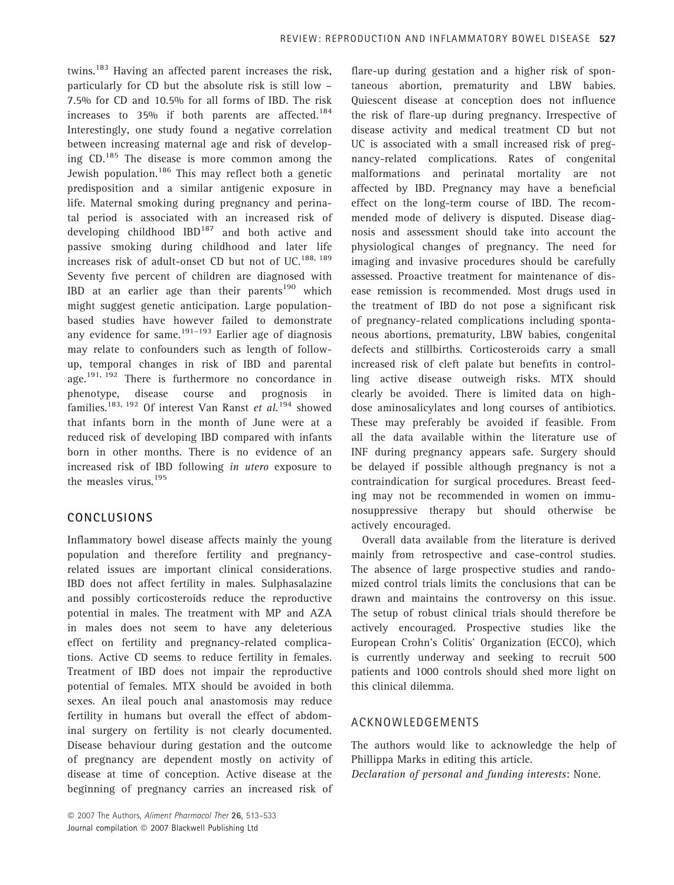twins.[183] Having an affected parent increases the risk, particularly for CD but the absolute risk is still low – 7.5% for CD and 10.5% for all forms of IBD. The risk increases to 35% if both parents are affected.[184] Interestingly, one study found a negative correlation between increasing maternal age and risk of developing CD.[185] The disease is more common among the Jewish population.[186] This may reflect both a genetic predisposition and a similar antigenic exposure in life. Maternal smoking during pregnancy and perinatal period is associated with an increased risk of developing childhood IBD[187] and both active and passive smoking during childhood and later life increases risk of adult-onset CD but not of UC.[188, 189] Seventy five percent of children are diagnosed with IBD at an earlier age than their parents[190] which might suggest genetic anticipation. Large population-based studies have however failed to demonstrate any evidence for same.[191–193] Earlier age of diagnosis may relate to confounders such as length of follow-up, temporal changes in risk of IBD and parental age.[191, 192] There is furthermore no concordance in phenotype, disease course and prognosis in families.[183, 192] Of interest Van Ranst *et al.*[194] showed that infants born in the month of June were at a reduced risk of developing IBD compared with infants born in other months. There is no evidence of an increased risk of IBD following *in utero* exposure to the measles virus.[195]

## CONCLUSIONS

Inflammatory bowel disease affects mainly the young population and therefore fertility and pregnancy-related issues are important clinical considerations. IBD does not affect fertility in males. Sulphasalazine and possibly corticosteroids reduce the reproductive potential in males. The treatment with MP and AZA in males does not seem to have any deleterious effect on fertility and pregnancy-related complications. Active CD seems to reduce fertility in females. Treatment of IBD does not impair the reproductive potential of females. MTX should be avoided in both sexes. An ileal pouch anal anastomosis may reduce fertility in humans but overall the effect of abdominal surgery on fertility is not clearly documented. Disease behaviour during gestation and the outcome of pregnancy are dependent mostly on activity of disease at time of conception. Active disease at the beginning of pregnancy carries an increased risk of flare-up during gestation and a higher risk of spontaneous abortion, prematurity and LBW babies. Quiescent disease at conception does not influence the risk of flare-up during pregnancy. Irrespective of disease activity and medical treatment CD but not UC is associated with a small increased risk of pregnancy-related complications. Rates of congenital malformations and perinatal mortality are not affected by IBD. Pregnancy may have a beneficial effect on the long-term course of IBD. The recommended mode of delivery is disputed. Disease diagnosis and assessment should take into account the physiological changes of pregnancy. The need for imaging and invasive procedures should be carefully assessed. Proactive treatment for maintenance of disease remission is recommended. Most drugs used in the treatment of IBD do not pose a significant risk of pregnancy-related complications including spontaneous abortions, prematurity, LBW babies, congenital defects and stillbirths. Corticosteroids carry a small increased risk of cleft palate but benefits in controlling active disease outweigh risks. MTX should clearly be avoided. There is limited data on high-dose aminosalicylates and long courses of antibiotics. These may preferably be avoided if feasible. From all the data available within the literature use of INF during pregnancy appears safe. Surgery should be delayed if possible although pregnancy is not a contraindication for surgical procedures. Breast feeding may not be recommended in women on immunosuppressive therapy but should otherwise be actively encouraged.

Overall data available from the literature is derived mainly from retrospective and case-control studies. The absence of large prospective studies and randomized control trials limits the conclusions that can be drawn and maintains the controversy on this issue. The setup of robust clinical trials should therefore be actively encouraged. Prospective studies like the European Crohn's Colitis' Organization (ECCO), which is currently underway and seeking to recruit 500 patients and 1000 controls should shed more light on this clinical dilemma.

## ACKNOWLEDGEMENTS

The authors would like to acknowledge the help of Phillippa Marks in editing this article.

*Declaration of personal and funding interests*: None.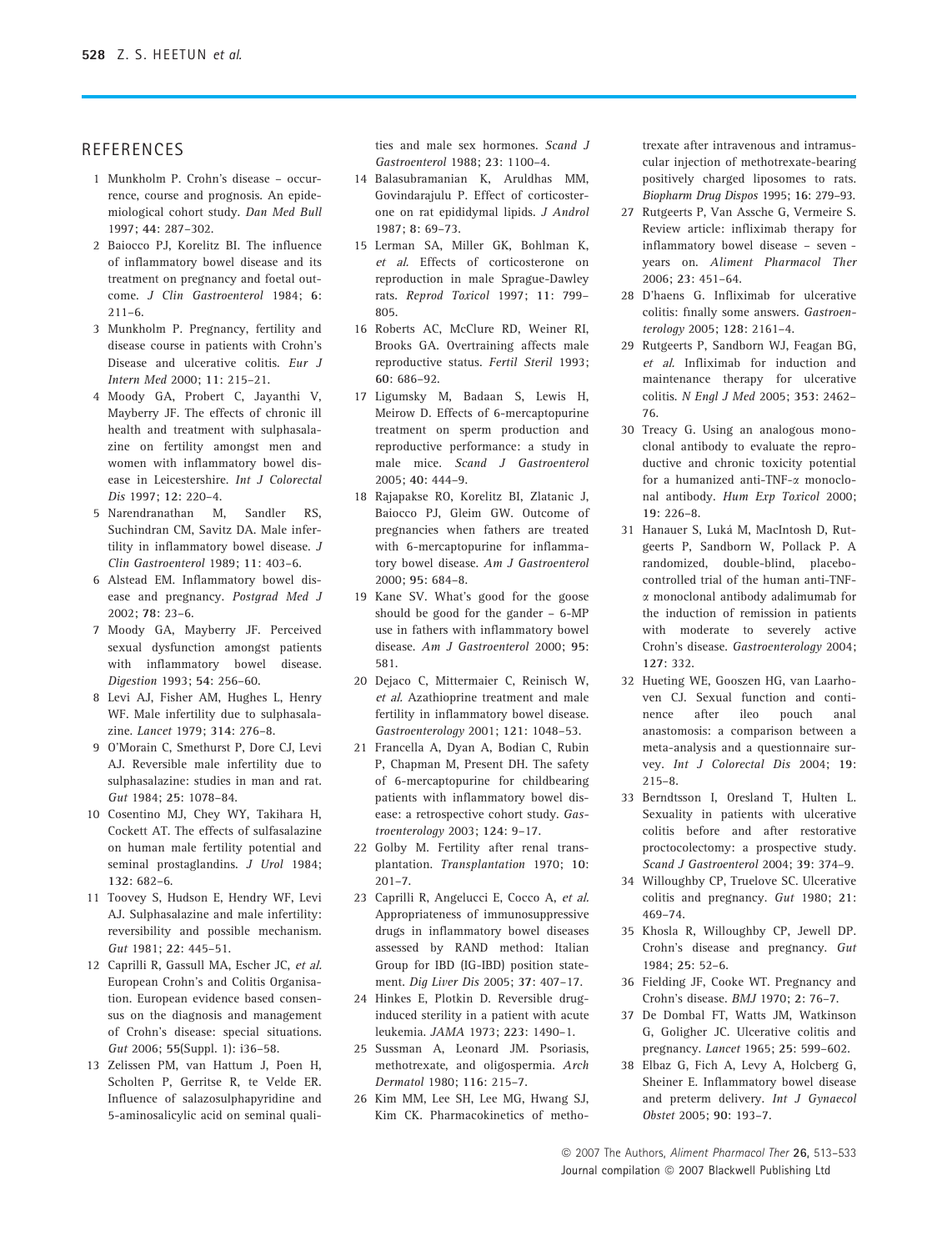## REFERENCES

1. Munkholm P. Crohn's disease – occurrence, course and prognosis. An epidemiological cohort study. *Dan Med Bull* 1997; **44**: 287–302.
2. Baiocco PJ, Korelitz BI. The influence of inflammatory bowel disease and its treatment on pregnancy and foetal outcome. *J Clin Gastroenterol* 1984; **6**: 211–6.
3. Munkholm P. Pregnancy, fertility and disease course in patients with Crohn's Disease and ulcerative colitis. *Eur J Intern Med* 2000; **11**: 215–21.
4. Moody GA, Probert C, Jayanthi V, Mayberry JF. The effects of chronic ill health and treatment with sulphasalazine on fertility amongst men and women with inflammatory bowel disease in Leicestershire. *Int J Colorectal Dis* 1997; **12**: 220–4.
5. Narendranathan M, Sandler RS, Suchindran CM, Savitz DA. Male infertility in inflammatory bowel disease. *J Clin Gastroenterol* 1989; **11**: 403–6.
6. Alstead EM. Inflammatory bowel disease and pregnancy. *Postgrad Med J* 2002; **78**: 23–6.
7. Moody GA, Mayberry JF. Perceived sexual dysfunction amongst patients with inflammatory bowel disease. *Digestion* 1993; **54**: 256–60.
8. Levi AJ, Fisher AM, Hughes L, Henry WF. Male infertility due to sulphasalazine. *Lancet* 1979; **314**: 276–8.
9. O'Morain C, Smethurst P, Dore CJ, Levi AJ. Reversible male infertility due to sulphasalazine: studies in man and rat. *Gut* 1984; **25**: 1078–84.
10. Cosentino MJ, Chey WY, Takihara H, Cockett AT. The effects of sulfasalazine on human male fertility potential and seminal prostaglandins. *J Urol* 1984; **132**: 682–6.
11. Toovey S, Hudson E, Hendry WF, Levi AJ. Sulphasalazine and male infertility: reversibility and possible mechanism. *Gut* 1981; **22**: 445–51.
12. Caprilli R, Gassull MA, Escher JC, *et al.* European Crohn's and Colitis Organisation. European evidence based consensus on the diagnosis and management of Crohn's disease: special situations. *Gut* 2006; **55**(Suppl. 1): i36–58.
13. Zelissen PM, van Hattum J, Poen H, Scholten P, Gerritse R, te Velde ER. Influence of salazosulphapyridine and 5-aminosalicylic acid on seminal qualities and male sex hormones. *Scand J Gastroenterol* 1988; **23**: 1100–4.
14. Balasubramanian K, Aruldhas MM, Govindarajulu P. Effect of corticosterone on rat epididymal lipids. *J Androl* 1987; **8**: 69–73.
15. Lerman SA, Miller GK, Bohlman K, *et al.* Effects of corticosterone on reproduction in male Sprague-Dawley rats. *Reprod Toxicol* 1997; **11**: 799–805.
16. Roberts AC, McClure RD, Weiner RI, Brooks GA. Overtraining affects male reproductive status. *Fertil Steril* 1993; **60**: 686–92.
17. Ligumsky M, Badaan S, Lewis H, Meirow D. Effects of 6-mercaptopurine treatment on sperm production and reproductive performance: a study in male mice. *Scand J Gastroenterol* 2005; **40**: 444–9.
18. Rajapakse RO, Korelitz BI, Zlatanic J, Baiocco PJ, Gleim GW. Outcome of pregnancies when fathers are treated with 6-mercaptopurine for inflammatory bowel disease. *Am J Gastroenterol* 2000; **95**: 684–8.
19. Kane SV. What's good for the goose should be good for the gander – 6-MP use in fathers with inflammatory bowel disease. *Am J Gastroenterol* 2000; **95**: 581.
20. Dejaco C, Mittermaier C, Reinisch W, *et al.* Azathioprine treatment and male fertility in inflammatory bowel disease. *Gastroenterology* 2001; **121**: 1048–53.
21. Francella A, Dyan A, Bodian C, Rubin P, Chapman M, Present DH. The safety of 6-mercaptopurine for childbearing patients with inflammatory bowel disease: a retrospective cohort study. *Gastroenterology* 2003; **124**: 9–17.
22. Golby M. Fertility after renal transplantation. *Transplantation* 1970; **10**: 201–7.
23. Caprilli R, Angelucci E, Cocco A, *et al.* Appropriateness of immunosuppressive drugs in inflammatory bowel diseases assessed by RAND method: Italian Group for IBD (IG-IBD) position statement. *Dig Liver Dis* 2005; **37**: 407–17.
24. Hinkes E, Plotkin D. Reversible drug-induced sterility in a patient with acute leukemia. *JAMA* 1973; **223**: 1490–1.
25. Sussman A, Leonard JM. Psoriasis, methotrexate, and oligospermia. *Arch Dermatol* 1980; **116**: 215–7.
26. Kim MM, Lee SH, Lee MG, Hwang SJ, Kim CK. Pharmacokinetics of methotrexate after intravenous and intramuscular injection of methotrexate-bearing positively charged liposomes to rats. *Biopharm Drug Dispos* 1995; **16**: 279–93.
27. Rutgeerts P, Van Assche G, Vermeire S. Review article: infliximab therapy for inflammatory bowel disease – seven - years on. *Aliment Pharmacol Ther* 2006; **23**: 451–64.
28. D'haens G. Infliximab for ulcerative colitis: finally some answers. *Gastroenterology* 2005; **128**: 2161–4.
29. Rutgeerts P, Sandborn WJ, Feagan BG, *et al.* Infliximab for induction and maintenance therapy for ulcerative colitis. *N Engl J Med* 2005; **353**: 2462–76.
30. Treacy G. Using an analogous monoclonal antibody to evaluate the reproductive and chronic toxicity potential for a humanized anti-TNF-α monoclonal antibody. *Hum Exp Toxicol* 2000; **19**: 226–8.
31. Hanauer S, Luká M, MacIntosh D, Rutgeerts P, Sandborn W, Pollack P. A randomized, double-blind, placebo-controlled trial of the human anti-TNF-α monoclonal antibody adalimumab for the induction of remission in patients with moderate to severely active Crohn's disease. *Gastroenterology* 2004; **127**: 332.
32. Hueting WE, Gooszen HG, van Laarhoven CJ. Sexual function and continence after ileo pouch anal anastomosis: a comparison between a meta-analysis and a questionnaire survey. *Int J Colorectal Dis* 2004; **19**: 215–8.
33. Berndtsson I, Oresland T, Hulten L. Sexuality in patients with ulcerative colitis before and after restorative proctocolectomy: a prospective study. *Scand J Gastroenterol* 2004; **39**: 374–9.
34. Willoughby CP, Truelove SC. Ulcerative colitis and pregnancy. *Gut* 1980; **21**: 469–74.
35. Khosla R, Willoughby CP, Jewell DP. Crohn's disease and pregnancy. *Gut* 1984; **25**: 52–6.
36. Fielding JF, Cooke WT. Pregnancy and Crohn's disease. *BMJ* 1970; **2**: 76–7.
37. De Dombal FT, Watts JM, Watkinson G, Goligher JC. Ulcerative colitis and pregnancy. *Lancet* 1965; **25**: 599–602.
38. Elbaz G, Fich A, Levy A, Holcberg G, Sheiner E. Inflammatory bowel disease and preterm delivery. *Int J Gynaecol Obstet* 2005; **90**: 193–7.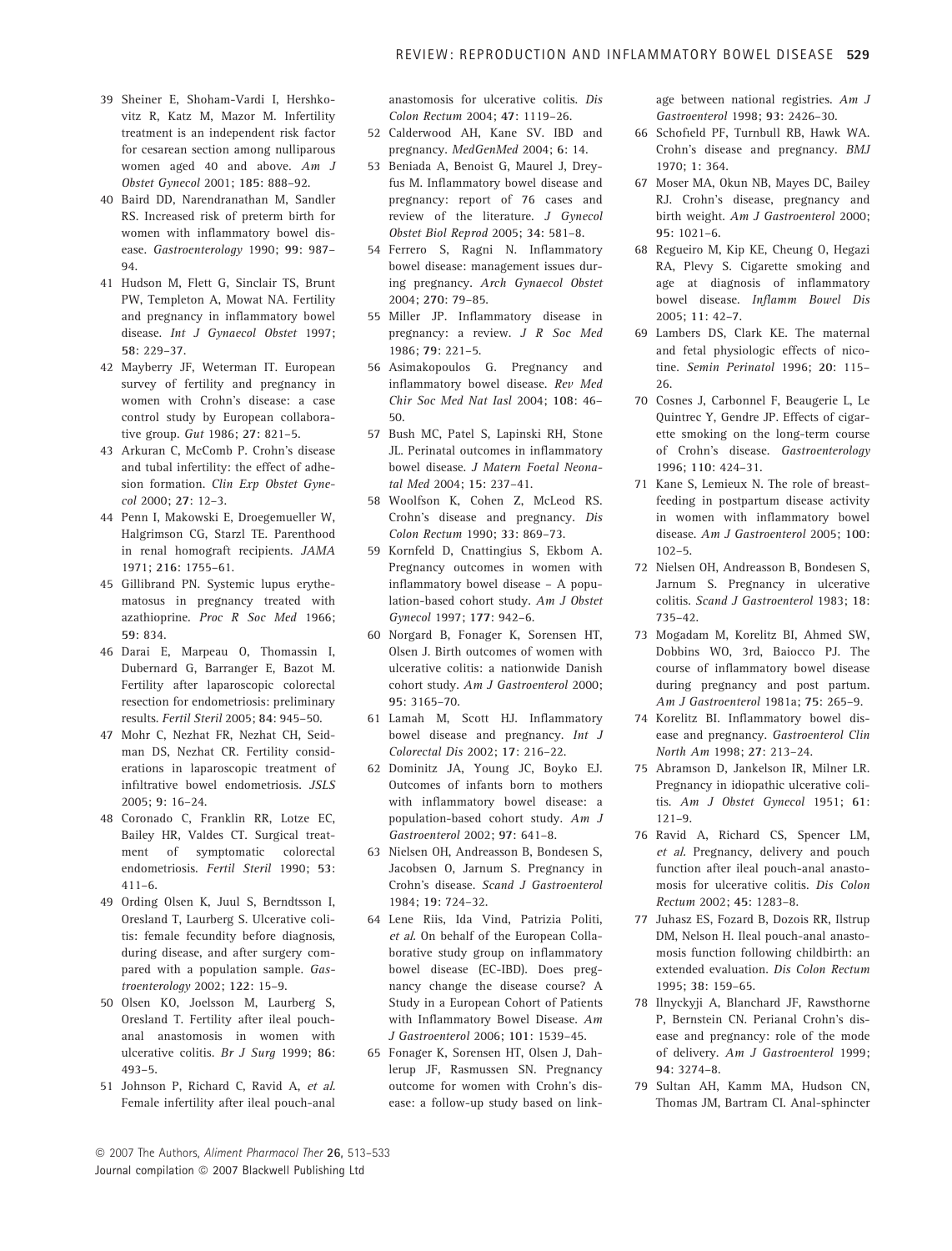39 Sheiner E, Shoham-Vardi I, Hershkovitz R, Katz M, Mazor M. Infertility treatment is an independent risk factor for cesarean section among nulliparous women aged 40 and above. *Am J Obstet Gynecol* 2001; **185**: 888–92.

40 Baird DD, Narendranathan M, Sandler RS. Increased risk of preterm birth for women with inflammatory bowel disease. *Gastroenterology* 1990; **99**: 987–94.

41 Hudson M, Flett G, Sinclair TS, Brunt PW, Templeton A, Mowat NA. Fertility and pregnancy in inflammatory bowel disease. *Int J Gynaecol Obstet* 1997; **58**: 229–37.

42 Mayberry JF, Weterman IT. European survey of fertility and pregnancy in women with Crohn's disease: a case control study by European collaborative group. *Gut* 1986; **27**: 821–5.

43 Arkuran C, McComb P. Crohn's disease and tubal infertility: the effect of adhesion formation. *Clin Exp Obstet Gynecol* 2000; **27**: 12–3.

44 Penn I, Makowski E, Droegemueller W, Halgrimson CG, Starzl TE. Parenthood in renal homograft recipients. *JAMA* 1971; **216**: 1755–61.

45 Gillibrand PN. Systemic lupus erythematosus in pregnancy treated with azathioprine. *Proc R Soc Med* 1966; **59**: 834.

46 Darai E, Marpeau O, Thomassin I, Dubernard G, Barranger E, Bazot M. Fertility after laparoscopic colorectal resection for endometriosis: preliminary results. *Fertil Steril* 2005; **84**: 945–50.

47 Mohr C, Nezhat FR, Nezhat CH, Seidman DS, Nezhat CR. Fertility considerations in laparoscopic treatment of infiltrative bowel endometriosis. *JSLS* 2005; **9**: 16–24.

48 Coronado C, Franklin RR, Lotze EC, Bailey HR, Valdes CT. Surgical treatment of symptomatic colorectal endometriosis. *Fertil Steril* 1990; **53**: 411–6.

49 Ording Olsen K, Juul S, Berndtsson I, Oresland T, Laurberg S. Ulcerative colitis: female fecundity before diagnosis, during disease, and after surgery compared with a population sample. *Gastroenterology* 2002; **122**: 15–9.

50 Olsen KO, Joelsson M, Laurberg S, Oresland T. Fertility after ileal pouch-anal anastomosis in women with ulcerative colitis. *Br J Surg* 1999; **86**: 493–5.

51 Johnson P, Richard C, Ravid A, *et al.* Female infertility after ileal pouch-anal anastomosis for ulcerative colitis. *Dis Colon Rectum* 2004; **47**: 1119–26.

52 Calderwood AH, Kane SV. IBD and pregnancy. *MedGenMed* 2004; **6**: 14.

53 Beniada A, Benoist G, Maurel J, Dreyfus M. Inflammatory bowel disease and pregnancy: report of 76 cases and review of the literature. *J Gynecol Obstet Biol Reprod* 2005; **34**: 581–8.

54 Ferrero S, Ragni N. Inflammatory bowel disease: management issues during pregnancy. *Arch Gynaecol Obstet* 2004; **270**: 79–85.

55 Miller JP. Inflammatory disease in pregnancy: a review. *J R Soc Med* 1986; **79**: 221–5.

56 Asimakopoulos G. Pregnancy and inflammatory bowel disease. *Rev Med Chir Soc Med Nat Iasl* 2004; **108**: 46–50.

57 Bush MC, Patel S, Lapinski RH, Stone JL. Perinatal outcomes in inflammatory bowel disease. *J Matern Foetal Neonatal Med* 2004; **15**: 237–41.

58 Woolfson K, Cohen Z, McLeod RS. Crohn's disease and pregnancy. *Dis Colon Rectum* 1990; **33**: 869–73.

59 Kornfeld D, Cnattingius S, Ekbom A. Pregnancy outcomes in women with inflammatory bowel disease – A population-based cohort study. *Am J Obstet Gynecol* 1997; **177**: 942–6.

60 Norgard B, Fonager K, Sorensen HT, Olsen J. Birth outcomes of women with ulcerative colitis: a nationwide Danish cohort study. *Am J Gastroenterol* 2000; **95**: 3165–70.

61 Lamah M, Scott HJ. Inflammatory bowel disease and pregnancy. *Int J Colorectal Dis* 2002; **17**: 216–22.

62 Dominitz JA, Young JC, Boyko EJ. Outcomes of infants born to mothers with inflammatory bowel disease: a population-based cohort study. *Am J Gastroenterol* 2002; **97**: 641–8.

63 Nielsen OH, Andreasson B, Bondesen S, Jacobsen O, Jarnum S. Pregnancy in Crohn's disease. *Scand J Gastroenterol* 1984; **19**: 724–32.

64 Lene Riis, Ida Vind, Patrizia Politi, *et al.* On behalf of the European Collaborative study group on inflammatory bowel disease (EC-IBD). Does pregnancy change the disease course? A Study in a European Cohort of Patients with Inflammatory Bowel Disease. *Am J Gastroenterol* 2006; **101**: 1539–45.

65 Fonager K, Sorensen HT, Olsen J, Dahlerup JF, Rasmussen SN. Pregnancy outcome for women with Crohn's disease: a follow-up study based on linkage between national registries. *Am J Gastroenterol* 1998; **93**: 2426–30.

66 Schofield PF, Turnbull RB, Hawk WA. Crohn's disease and pregnancy. *BMJ* 1970; **1**: 364.

67 Moser MA, Okun NB, Mayes DC, Bailey RJ. Crohn's disease, pregnancy and birth weight. *Am J Gastroenterol* 2000; **95**: 1021–6.

68 Regueiro M, Kip KE, Cheung O, Hegazi RA, Plevy S. Cigarette smoking and age at diagnosis of inflammatory bowel disease. *Inflamm Bowel Dis* 2005; **11**: 42–7.

69 Lambers DS, Clark KE. The maternal and fetal physiologic effects of nicotine. *Semin Perinatol* 1996; **20**: 115–26.

70 Cosnes J, Carbonnel F, Beaugerie L, Le Quintrec Y, Gendre JP. Effects of cigarette smoking on the long-term course of Crohn's disease. *Gastroenterology* 1996; **110**: 424–31.

71 Kane S, Lemieux N. The role of breastfeeding in postpartum disease activity in women with inflammatory bowel disease. *Am J Gastroenterol* 2005; **100**: 102–5.

72 Nielsen OH, Andreasson B, Bondesen S, Jarnum S. Pregnancy in ulcerative colitis. *Scand J Gastroenterol* 1983; **18**: 735–42.

73 Mogadam M, Korelitz BI, Ahmed SW, Dobbins WO, 3rd, Baiocco PJ. The course of inflammatory bowel disease during pregnancy and post partum. *Am J Gastroenterol* 1981a; **75**: 265–9.

74 Korelitz BI. Inflammatory bowel disease and pregnancy. *Gastroenterol Clin North Am* 1998; **27**: 213–24.

75 Abramson D, Jankelson IR, Milner LR. Pregnancy in idiopathic ulcerative colitis. *Am J Obstet Gynecol* 1951; **61**: 121–9.

76 Ravid A, Richard CS, Spencer LM, *et al.* Pregnancy, delivery and pouch function after ileal pouch-anal anastomosis for ulcerative colitis. *Dis Colon Rectum* 2002; **45**: 1283–8.

77 Juhasz ES, Fozard B, Dozois RR, Ilstrup DM, Nelson H. Ileal pouch-anal anastomosis function following childbirth: an extended evaluation. *Dis Colon Rectum* 1995; **38**: 159–65.

78 Ilnyckyji A, Blanchard JF, Rawsthorne P, Bernstein CN. Perianal Crohn's disease and pregnancy: role of the mode of delivery. *Am J Gastroenterol* 1999; **94**: 3274–8.

79 Sultan AH, Kamm MA, Hudson CN, Thomas JM, Bartram CI. Anal-sphincter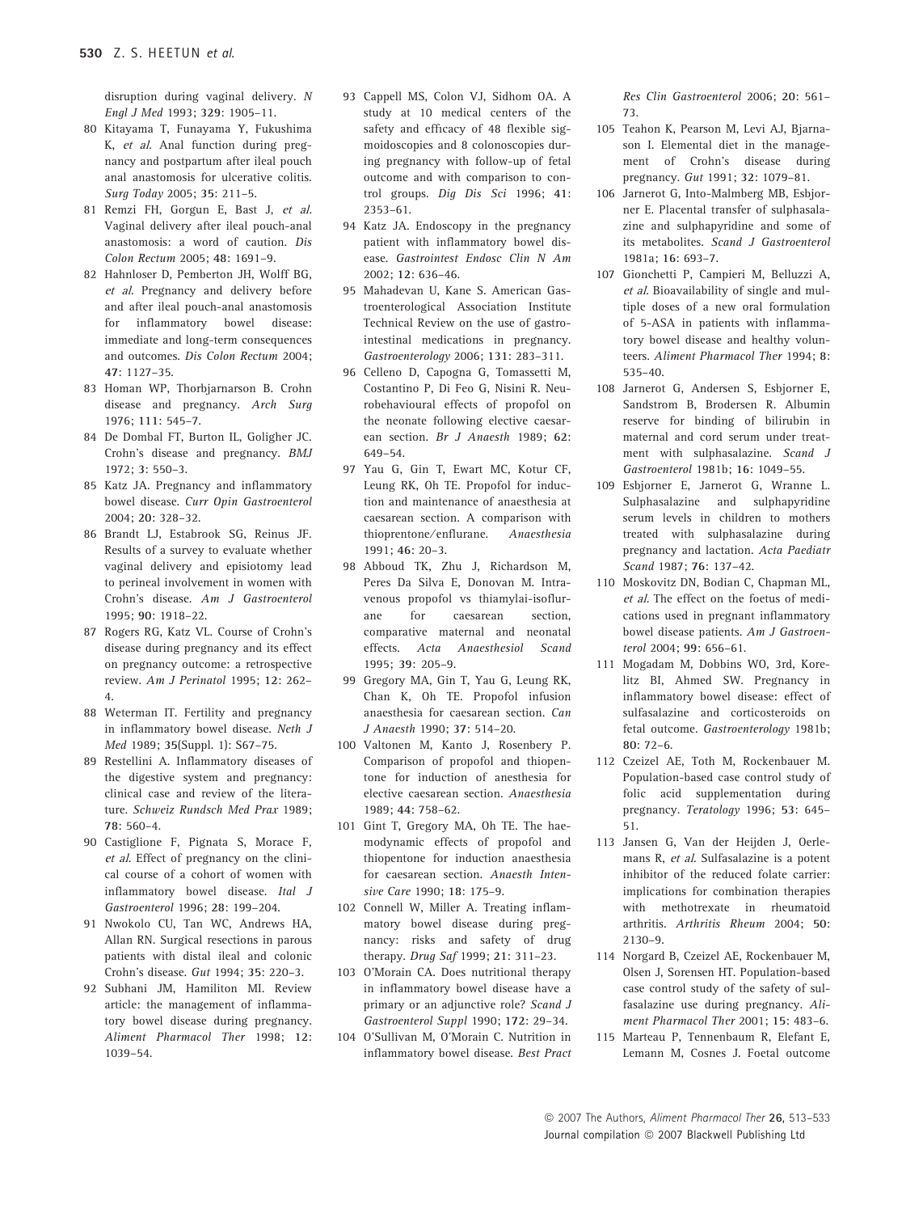disruption during vaginal delivery. *N Engl J Med* 1993; **329**: 1905–11.

80 Kitayama T, Funayama Y, Fukushima K, *et al.* Anal function during pregnancy and postpartum after ileal pouch anal anastomosis for ulcerative colitis. *Surg Today* 2005; **35**: 211–5.

81 Remzi FH, Gorgun E, Bast J, *et al.* Vaginal delivery after ileal pouch-anal anastomosis: a word of caution. *Dis Colon Rectum* 2005; **48**: 1691–9.

82 Hahnloser D, Pemberton JH, Wolff BG, *et al.* Pregnancy and delivery before and after ileal pouch-anal anastomosis for inflammatory bowel disease: immediate and long-term consequences and outcomes. *Dis Colon Rectum* 2004; **47**: 1127–35.

83 Homan WP, Thorbjarnarson B. Crohn disease and pregnancy. *Arch Surg* 1976; **111**: 545–7.

84 De Dombal FT, Burton IL, Goligher JC. Crohn's disease and pregnancy. *BMJ* 1972; **3**: 550–3.

85 Katz JA. Pregnancy and inflammatory bowel disease. *Curr Opin Gastroenterol* 2004; **20**: 328–32.

86 Brandt LJ, Estabrook SG, Reinus JF. Results of a survey to evaluate whether vaginal delivery and episiotomy lead to perineal involvement in women with Crohn's disease. *Am J Gastroenterol* 1995; **90**: 1918–22.

87 Rogers RG, Katz VL. Course of Crohn's disease during pregnancy and its effect on pregnancy outcome: a retrospective review. *Am J Perinatol* 1995; **12**: 262–4.

88 Weterman IT. Fertility and pregnancy in inflammatory bowel disease. *Neth J Med* 1989; **35**(Suppl. 1): S67–75.

89 Restellini A. Inflammatory diseases of the digestive system and pregnancy: clinical case and review of the literature. *Schweiz Rundsch Med Prax* 1989; **78**: 560–4.

90 Castiglione F, Pignata S, Morace F, *et al.* Effect of pregnancy on the clinical course of a cohort of women with inflammatory bowel disease. *Ital J Gastroenterol* 1996; **28**: 199–204.

91 Nwokolo CU, Tan WC, Andrews HA, Allan RN. Surgical resections in parous patients with distal ileal and colonic Crohn's disease. *Gut* 1994; **35**: 220–3.

92 Subhani JM, Hamiliton MI. Review article: the management of inflammatory bowel disease during pregnancy. *Aliment Pharmacol Ther* 1998; **12**: 1039–54.

93 Cappell MS, Colon VJ, Sidhom OA. A study at 10 medical centers of the safety and efficacy of 48 flexible sigmoidoscopies and 8 colonoscopies during pregnancy with follow-up of fetal outcome and with comparison to control groups. *Dig Dis Sci* 1996; **41**: 2353–61.

94 Katz JA. Endoscopy in the pregnancy patient with inflammatory bowel disease. *Gastrointest Endosc Clin N Am* 2002; **12**: 636–46.

95 Mahadevan U, Kane S. American Gastroenterological Association Institute Technical Review on the use of gastrointestinal medications in pregnancy. *Gastroenterology* 2006; **131**: 283–311.

96 Celleno D, Capogna G, Tomassetti M, Costantino P, Di Feo G, Nisini R. Neurobehavioural effects of propofol on the neonate following elective caesarean section. *Br J Anaesth* 1989; **62**: 649–54.

97 Yau G, Gin T, Ewart MC, Kotur CF, Leung RK, Oh TE. Propofol for induction and maintenance of anaesthesia at caesarean section. A comparison with thioprentone/enflurane. *Anaesthesia* 1991; **46**: 20–3.

98 Abboud TK, Zhu J, Richardson M, Peres Da Silva E, Donovan M. Intravenous propofol vs thiamylai-isoflurane for caesarean section, comparative maternal and neonatal effects. *Acta Anaesthesiol Scand* 1995; **39**: 205–9.

99 Gregory MA, Gin T, Yau G, Leung RK, Chan K, Oh TE. Propofol infusion anaesthesia for caesarean section. *Can J Anaesth* 1990; **37**: 514–20.

100 Valtonen M, Kanto J, Rosenbery P. Comparison of propofol and thiopentone for induction of anesthesia for elective caesarean section. *Anaesthesia* 1989; **44**: 758–62.

101 Gint T, Gregory MA, Oh TE. The haemodynamic effects of propofol and thiopentone for induction anaesthesia for caesarean section. *Anaesth Intensive Care* 1990; **18**: 175–9.

102 Connell W, Miller A. Treating inflammatory bowel disease during pregnancy: risks and safety of drug therapy. *Drug Saf* 1999; **21**: 311–23.

103 O'Morain CA. Does nutritional therapy in inflammatory bowel disease have a primary or an adjunctive role? *Scand J Gastroenterol Suppl* 1990; **172**: 29–34.

104 O'Sullivan M, O'Morain C. Nutrition in inflammatory bowel disease. *Best Pract Res Clin Gastroenterol* 2006; **20**: 561–73.

105 Teahon K, Pearson M, Levi AJ, Bjarnason I. Elemental diet in the management of Crohn's disease during pregnancy. *Gut* 1991; **32**: 1079–81.

106 Jarnerot G, Into-Malmberg MB, Esbjorner E. Placental transfer of sulphasalazine and sulphapyridine and some of its metabolites. *Scand J Gastroenterol* 1981a; **16**: 693–7.

107 Gionchetti P, Campieri M, Belluzzi A, *et al.* Bioavailability of single and multiple doses of a new oral formulation of 5-ASA in patients with inflammatory bowel disease and healthy volunteers. *Aliment Pharmacol Ther* 1994; **8**: 535–40.

108 Jarnerot G, Andersen S, Esbjorner E, Sandstrom B, Brodersen R. Albumin reserve for binding of bilirubin in maternal and cord serum under treatment with sulphasalazine. *Scand J Gastroenterol* 1981b; **16**: 1049–55.

109 Esbjorner E, Jarnerot G, Wranne L. Sulphasalazine and sulphapyridine serum levels in children to mothers treated with sulphasalazine during pregnancy and lactation. *Acta Paediatr Scand* 1987; **76**: 137–42.

110 Moskovitz DN, Bodian C, Chapman ML, *et al.* The effect on the foetus of medications used in pregnant inflammatory bowel disease patients. *Am J Gastroenterol* 2004; **99**: 656–61.

111 Mogadam M, Dobbins WO, 3rd, Korelitz BI, Ahmed SW. Pregnancy in inflammatory bowel disease: effect of sulfasalazine and corticosteroids on fetal outcome. *Gastroenterology* 1981b; **80**: 72–6.

112 Czeizel AE, Toth M, Rockenbauer M. Population-based case control study of folic acid supplementation during pregnancy. *Teratology* 1996; **53**: 645–51.

113 Jansen G, Van der Heijden J, Oerlemans R, *et al.* Sulfasalazine is a potent inhibitor of the reduced folate carrier: implications for combination therapies with methotrexate in rheumatoid arthritis. *Arthritis Rheum* 2004; **50**: 2130–9.

114 Norgard B, Czeizel AE, Rockenbauer M, Olsen J, Sorensen HT. Population-based case control study of the safety of sulfasalazine use during pregnancy. *Aliment Pharmacol Ther* 2001; **15**: 483–6.

115 Marteau P, Tennenbaum R, Elefant E, Lemann M, Cosnes J. Foetal outcome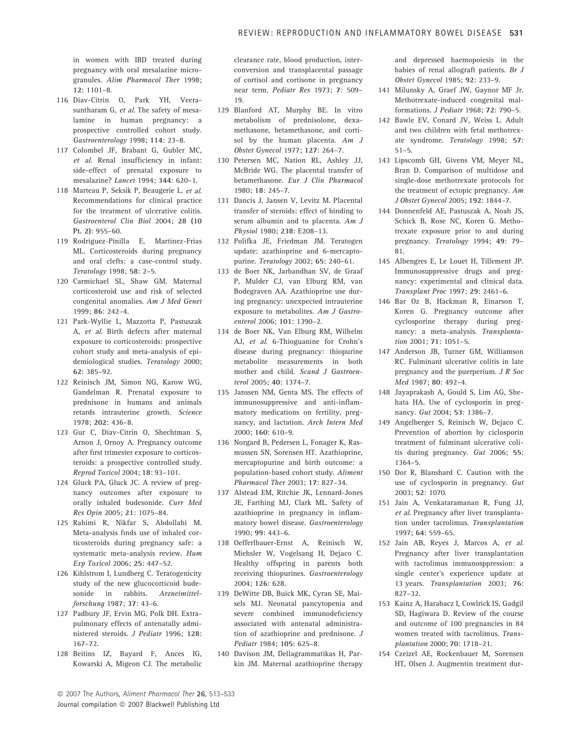in women with IBD treated during pregnancy with oral mesalazine microgranules. *Alim Pharmacol Ther* 1998; **12**: 1101–8.

116 Diav-Citrin O, Park YH, Veerasuntharam G, *et al.* The safety of mesalamine in human pregnancy: a prospective controlled cohort study. *Gastroenterology* 1998; **114**: 23–8.

117 Colombel JF, Brabant G, Gubler MC, *et al.* Renal insufficiency in infant: side-effect of prenatal exposure to mesalazine? *Lancet* 1994; **344**: 620–1.

118 Marteau P, Seksik P, Beaugerie L, *et al.* Recommendations for clinical practice for the treatment of ulcerative colitis. *Gastroenterol Clin Biol* 2004; **28 (10 Pt. 2)**: 955–60.

119 Rodriguez-Pinilla E, Martinez-Frias ML. Corticosteroids during pregnancy and oral clefts: a case-control study. *Teratology* 1998; **58**: 2–5.

120 Carmichael SL, Shaw GM. Maternal corticosteroid use and risk of selected congenital anomalies. *Am J Med Genet* 1999; **86**: 242–4.

121 Park-Wyllie L, Mazzotta P, Pastuszak A, *et al.* Birth defects after maternal exposure to corticosteroids: prospective cohort study and meta-analysis of epidemiological studies. *Teratology* 2000; **62**: 385–92.

122 Reinisch JM, Simon NG, Karow WG, Gandelman R. Prenatal exposure to prednisone in humans and animals retards intrauterine growth. *Science* 1978; **202**: 436–8.

123 Gur C, Diav-Citrin O, Shechtman S, Arnon J, Ornoy A. Pregnancy outcome after first trimester exposure to corticosteroids: a prospective controlled study. *Reprod Toxicol* 2004; **18**: 93–101.

124 Gluck PA, Gluck JC. A review of pregnancy outcomes after exposure to orally inhaled budesonide. *Curr Med Res Opin* 2005; **21**: 1075–84.

125 Rahimi R, Nikfar S, Abdollahi M. Meta-analysis finds use of inhaled corticosteroids during pregnancy safe: a systematic meta-analysis review. *Hum Exp Toxicol* 2006; **25**: 447–52.

126 Kihlstrom I, Lundberg C. Teratogenicity study of the new glucocorticoid budesonide in rabbits. *Arzneimittelforschung* 1987; **37**: 43–6.

127 Padbury JF, Ervin MG, Polk DH. Extrapulmonary effects of antenatally administered steroids. *J Pediatr* 1996; **128**: 167–72.

128 Beitins IZ, Bayard F, Ances IG, Kowarski A, Migeon CJ. The metabolic clearance rate, blood production, interconversion and transplacental passage of cortisol and cortisone in pregnancy near term. *Pediatr Res* 1973; **7**: 509–19.

129 Blanford AT, Murphy BE. In vitro metabolism of prednisolone, dexamethasone, betamethasone, and cortisol by the human placenta. *Am J Obstet Gynecol* 1977; **127**: 264–7.

130 Petersen MC, Nation RL, Ashley JJ, McBride WG. The placental transfer of betamethasone. *Eur J Clin Pharmacol* 1980; **18**: 245–7.

131 Dancis J, Jansen V, Levitz M. Placental transfer of steroids: effect of binding to serum albumin and to placenta. *Am J Physiol* 1980; **238**: E208–13.

132 Polifka JE, Friedman JM. Teratogen update: azathioprine and 6-mercaptopurine. *Teratology* 2002; **65**: 240–61.

133 de Boer NK, Jarbandhan SV, de Graaf P, Mulder CJ, van Elburg RM, van Bodegraven AA. Azathioprine use during pregnancy: unexpected intrauterine exposure to metabolites. *Am J Gastroenterol* 2006; **101**: 1390–2.

134 de Boer NK, Van Elburg RM, Wilhelm AJ, *et al.* 6-Thioguanine for Crohn's disease during pregnancy: thiopurine metabolite measurements in both mother and child. *Scand J Gastroenterol* 2005; **40**: 1374–7.

135 Janssen NM, Genta MS. The effects of immunosuppressive and anti-inflammatory medications on fertility, pregnancy, and lactation. *Arch Intern Med* 2000; **160**: 610–9.

136 Norgard B, Pedersen L, Fonager K, Rasmussen SN, Sorensen HT. Azathioprine, mercaptopurine and birth outcome: a population-based cohort study. *Aliment Pharmacol Ther* 2003; **17**: 827–34.

137 Alstead EM, Ritchie JK, Lennard-Jones JE, Farthing MJ, Clark ML. Safety of azathioprine in pregnancy in inflammatory bowel disease. *Gastroenterology* 1990; **99**: 443–6.

138 Oefferlbauer-Ernst A, Reinisch W, Miehsler W, Vogelsang H, Dejaco C. Healthy offspring in parents both receiving thiopurines. *Gastroenterology* 2004; **126**: 628.

139 DeWitte DB, Buick MK, Cyran SE, Maisels MJ. Neonatal pancytopenia and severe combined immunodeficiency associated with antenatal administration of azathioprine and prednisone. *J Pediatr* 1984; **105**: 625–8.

140 Davison JM, Dellagrammatikas H, Parkin JM. Maternal azathioprine therapy and depressed haemopoiesis in the babies of renal allograft patients. *Br J Obstet Gynecol* 1985; **92**: 233–9.

141 Milunsky A, Graef JW, Gaynor MF Jr. Methotrexate-induced congenital malformations. *J Pediatr* 1968; **72**: 790–5.

142 Bawle EV, Conard JV, Weiss L. Adult and two children with fetal methotrexate syndrome. *Teratology* 1998; **57**: 51–5.

143 Lipscomb GH, Givens VM, Meyer NL, Bran D. Comparison of multidose and single-dose methotrexate protocols for the treatment of ectopic pregnancy. *Am J Obstet Gynecol* 2005; **192**: 1844–7.

144 Donnenfeld AE, Pastuszak A, Noah JS, Schick B, Rose NC, Koren G. Methotrexate exposure prior to and during pregnancy. *Teratology* 1994; **49**: 79–81.

145 Albengres E, Le Louet H, Tillement JP. Immunosuppressive drugs and pregnancy: experimental and clinical data. *Transplant Proc* 1997; **29**: 2461–6.

146 Bar Oz B, Hackman R, Einarson T, Koren G. Pregnancy outcome after cyclosporine therapy during pregnancy: a meta-analysis. *Transplantation* 2001; **71**: 1051–5.

147 Anderson JB, Turner GM, Williamson RC. Fulminant ulcerative colitis in late pregnancy and the puerperium. *J R Soc Med* 1987; **80**: 492–4.

148 Jayaprakash A, Gould S, Lim AG, Shehata HA. Use of cyclosporin in pregnancy. *Gut* 2004; **53**: 1386–7.

149 Angelberger S, Reinisch W, Dejaco C. Prevention of abortion by ciclosporin treatment of fulminant ulcerative colitis during pregnancy. *Gut* 2006; **55**: 1364–5.

150 Dor R, Blanshard C. Caution with the use of cyclosporin in pregnancy. *Gut* 2003; **52**: 1070.

151 Jain A, Venkataramanan R, Fung JJ, *et al.* Pregnancy after liver transplantation under tacrolimus. *Transplantation* 1997; **64**: 559–65.

152 Jain AB, Reyes J, Marcos A, *et al.* Pregnancy after liver transplantation with tacrolimus immunosppression: a single center's experience update at 13 years. *Transplantation* 2003; **76**: 827–32.

153 Kainz A, Harabacz I, Cowlrick IS, Gadgil SD, Hagiwara D. Review of the course and outcome of 100 pregnancies in 84 women treated with tacrolimus. *Transplantation* 2000; **70**: 1718–21.

154 Czeizel AE, Rockenbauer M, Sorensen HT, Olsen J. Augmentin treatment dur-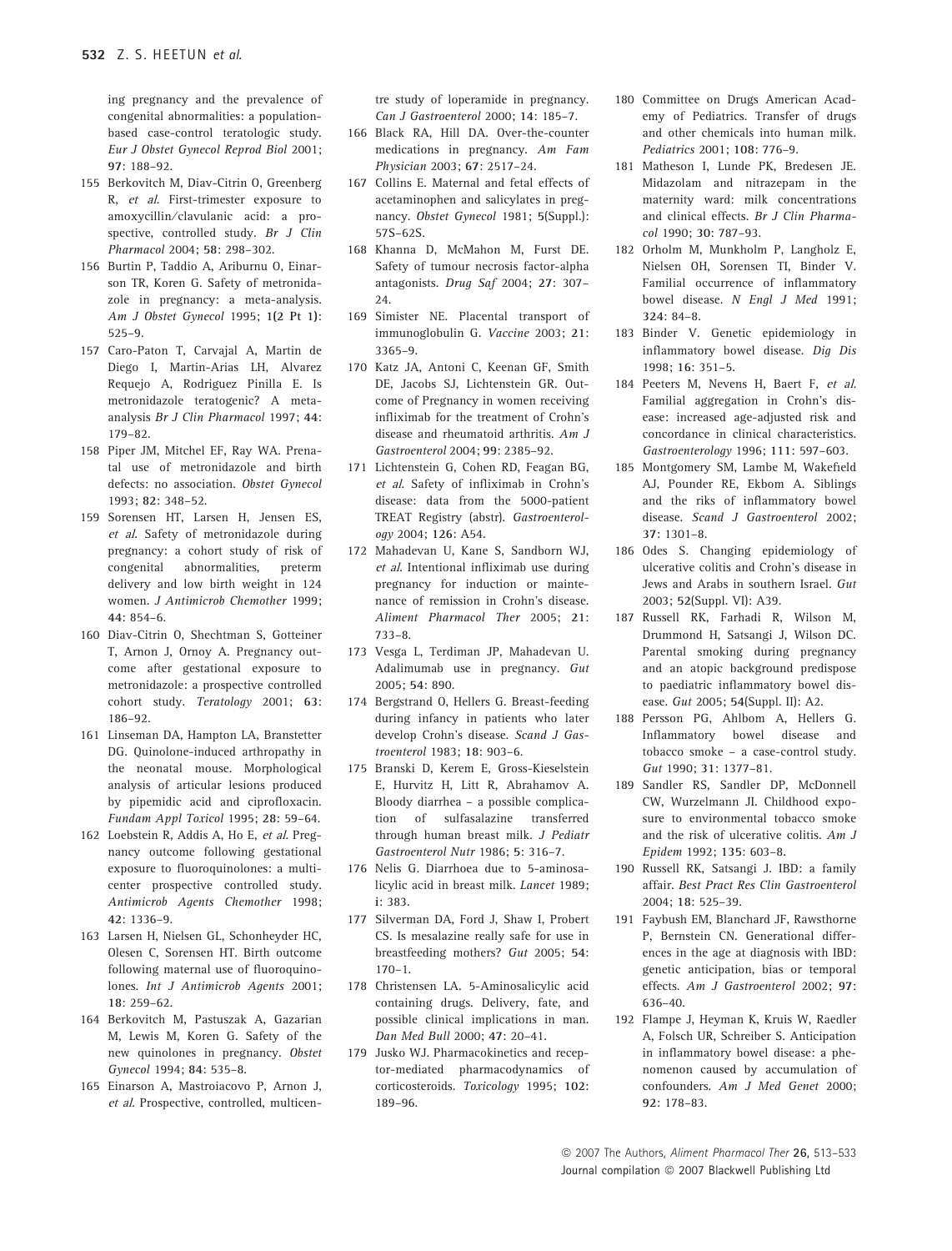ing pregnancy and the prevalence of congenital abnormalities: a population-based case-control teratologic study. *Eur J Obstet Gynecol Reprod Biol* 2001; **97**: 188–92.

155 Berkovitch M, Diav-Citrin O, Greenberg R, *et al.* First-trimester exposure to amoxycillin/clavulanic acid: a prospective, controlled study. *Br J Clin Pharmacol* 2004; **58**: 298–302.

156 Burtin P, Taddio A, Ariburnu O, Einarson TR, Koren G. Safety of metronidazole in pregnancy: a meta-analysis. *Am J Obstet Gynecol* 1995; **1(2 Pt 1)**: 525–9.

157 Caro-Paton T, Carvajal A, Martin de Diego I, Martin-Arias LH, Alvarez Requejo A, Rodriguez Pinilla E. Is metronidazole teratogenic? A meta-analysis *Br J Clin Pharmacol* 1997; **44**: 179–82.

158 Piper JM, Mitchel EF, Ray WA. Prenatal use of metronidazole and birth defects: no association. *Obstet Gynecol* 1993; **82**: 348–52.

159 Sorensen HT, Larsen H, Jensen ES, *et al.* Safety of metronidazole during pregnancy: a cohort study of risk of congenital abnormalities, preterm delivery and low birth weight in 124 women. *J Antimicrob Chemother* 1999; **44**: 854–6.

160 Diav-Citrin O, Shechtman S, Gotteiner T, Arnon J, Ornoy A. Pregnancy outcome after gestational exposure to metronidazole: a prospective controlled cohort study. *Teratology* 2001; **63**: 186–92.

161 Linseman DA, Hampton LA, Branstetter DG. Quinolone-induced arthropathy in the neonatal mouse. Morphological analysis of articular lesions produced by pipemidic acid and ciprofloxacin. *Fundam Appl Toxicol* 1995; **28**: 59–64.

162 Loebstein R, Addis A, Ho E, *et al.* Pregnancy outcome following gestational exposure to fluoroquinolones: a multicenter prospective controlled study. *Antimicrob Agents Chemother* 1998; **42**: 1336–9.

163 Larsen H, Nielsen GL, Schonheyder HC, Olesen C, Sorensen HT. Birth outcome following maternal use of fluoroquinolones. *Int J Antimicrob Agents* 2001; **18**: 259–62.

164 Berkovitch M, Pastuszak A, Gazarian M, Lewis M, Koren G. Safety of the new quinolones in pregnancy. *Obstet Gynecol* 1994; **84**: 535–8.

165 Einarson A, Mastroiacovo P, Arnon J, *et al.* Prospective, controlled, multicentre study of loperamide in pregnancy. *Can J Gastroenterol* 2000; **14**: 185–7.

166 Black RA, Hill DA. Over-the-counter medications in pregnancy. *Am Fam Physician* 2003; **67**: 2517–24.

167 Collins E. Maternal and fetal effects of acetaminophen and salicylates in pregnancy. *Obstet Gynecol* 1981; **5**(Suppl.): 57S–62S.

168 Khanna D, McMahon M, Furst DE. Safety of tumour necrosis factor-alpha antagonists. *Drug Saf* 2004; **27**: 307–24.

169 Simister NE. Placental transport of immunoglobulin G. *Vaccine* 2003; **21**: 3365–9.

170 Katz JA, Antoni C, Keenan GF, Smith DE, Jacobs SJ, Lichtenstein GR. Outcome of Pregnancy in women receiving infliximab for the treatment of Crohn's disease and rheumatoid arthritis. *Am J Gastroenterol* 2004; **99**: 2385–92.

171 Lichtenstein G, Cohen RD, Feagan BG, *et al.* Safety of infliximab in Crohn's disease: data from the 5000-patient TREAT Registry (abstr). *Gastroenterology* 2004; **126**: A54.

172 Mahadevan U, Kane S, Sandborn WJ, *et al.* Intentional infliximab use during pregnancy for induction or maintenance of remission in Crohn's disease. *Aliment Pharmacol Ther* 2005; **21**: 733–8.

173 Vesga L, Terdiman JP, Mahadevan U. Adalimumab use in pregnancy. *Gut* 2005; **54**: 890.

174 Bergstrand O, Hellers G. Breast-feeding during infancy in patients who later develop Crohn's disease. *Scand J Gastroenterol* 1983; **18**: 903–6.

175 Branski D, Kerem E, Gross-Kieselstein E, Hurvitz H, Litt R, Abrahamov A. Bloody diarrhea – a possible complication of sulfasalazine transferred through human breast milk. *J Pediatr Gastroenterol Nutr* 1986; **5**: 316–7.

176 Nelis G. Diarrhoea due to 5-aminosalicylic acid in breast milk. *Lancet* 1989; **i**: 383.

177 Silverman DA, Ford J, Shaw I, Probert CS. Is mesalazine really safe for use in breastfeeding mothers? *Gut* 2005; **54**: 170–1.

178 Christensen LA. 5-Aminosalicylic acid containing drugs. Delivery, fate, and possible clinical implications in man. *Dan Med Bull* 2000; **47**: 20–41.

179 Jusko WJ. Pharmacokinetics and receptor-mediated pharmacodynamics of corticosteroids. *Toxicology* 1995; **102**: 189–96.

180 Committee on Drugs American Academy of Pediatrics. Transfer of drugs and other chemicals into human milk. *Pediatrics* 2001; **108**: 776–9.

181 Matheson I, Lunde PK, Bredesen JE. Midazolam and nitrazepam in the maternity ward: milk concentrations and clinical effects. *Br J Clin Pharmacol* 1990; **30**: 787–93.

182 Orholm M, Munkholm P, Langholz E, Nielsen OH, Sorensen TI, Binder V. Familial occurrence of inflammatory bowel disease. *N Engl J Med* 1991; **324**: 84–8.

183 Binder V. Genetic epidemiology in inflammatory bowel disease. *Dig Dis* 1998; **16**: 351–5.

184 Peeters M, Nevens H, Baert F, *et al.* Familial aggregation in Crohn's disease: increased age-adjusted risk and concordance in clinical characteristics. *Gastroenterology* 1996; **111**: 597–603.

185 Montgomery SM, Lambe M, Wakefield AJ, Pounder RE, Ekbom A. Siblings and the riks of inflammatory bowel disease. *Scand J Gastroenterol* 2002; **37**: 1301–8.

186 Odes S. Changing epidemiology of ulcerative colitis and Crohn's disease in Jews and Arabs in southern Israel. *Gut* 2003; **52**(Suppl. VI): A39.

187 Russell RK, Farhadi R, Wilson M, Drummond H, Satsangi J, Wilson DC. Parental smoking during pregnancy and an atopic background predispose to paediatric inflammatory bowel disease. *Gut* 2005; **54**(Suppl. II): A2.

188 Persson PG, Ahlbom A, Hellers G. Inflammatory bowel disease and tobacco smoke – a case-control study. *Gut* 1990; **31**: 1377–81.

189 Sandler RS, Sandler DP, McDonnell CW, Wurzelmann JI. Childhood exposure to environmental tobacco smoke and the risk of ulcerative colitis. *Am J Epidem* 1992; **135**: 603–8.

190 Russell RK, Satsangi J. IBD: a family affair. *Best Pract Res Clin Gastroenterol* 2004; **18**: 525–39.

191 Faybush EM, Blanchard JF, Rawsthorne P, Bernstein CN. Generational differences in the age at diagnosis with IBD: genetic anticipation, bias or temporal effects. *Am J Gastroenterol* 2002; **97**: 636–40.

192 Flampe J, Heyman K, Kruis W, Raedler A, Folsch UR, Schreiber S. Anticipation in inflammatory bowel disease: a phenomenon caused by accumulation of confounders. *Am J Med Genet* 2000; **92**: 178–83.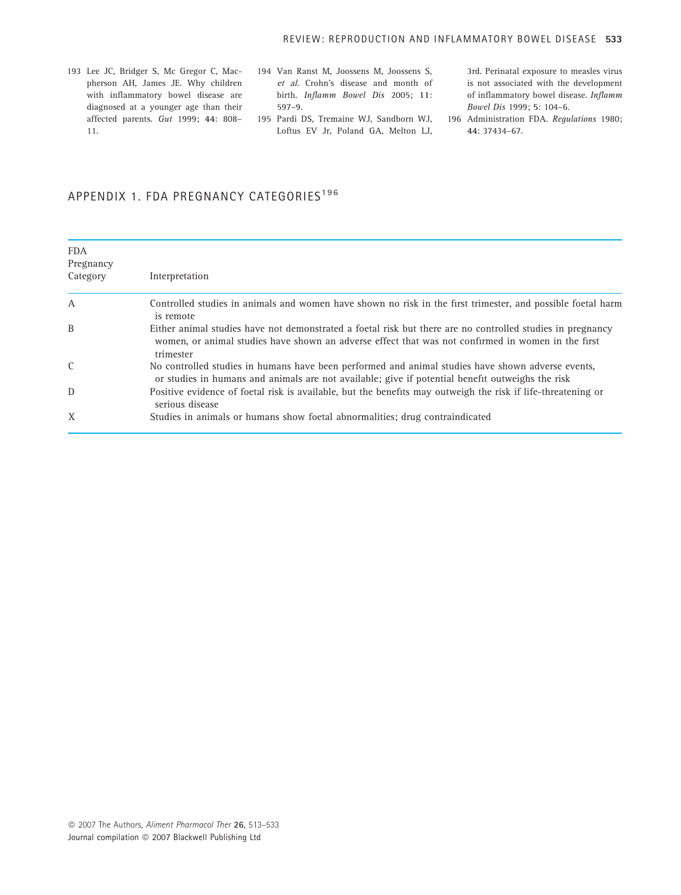193 Lee JC, Bridger S, Mc Gregor C, Macpherson AH, James JE. Why children with inflammatory bowel disease are diagnosed at a younger age than their affected parents. *Gut* 1999; **44**: 808–11.

194 Van Ranst M, Joossens M, Joossens S, *et al.* Crohn's disease and month of birth. *Inflamm Bowel Dis* 2005; **11**: 597–9.

195 Pardi DS, Tremaine WJ, Sandborn WJ, Loftus EV Jr, Poland GA, Melton LJ, 3rd. Perinatal exposure to measles virus is not associated with the development of inflammatory bowel disease. *Inflamm Bowel Dis* 1999; **5**: 104–6.

196 Administration FDA. *Regulations* 1980; **44**: 37434–67.

## APPENDIX 1. FDA PREGNANCY CATEGORIES[196]

| FDA Pregnancy Category | Interpretation |
|---|---|
| A | Controlled studies in animals and women have shown no risk in the first trimester, and possible foetal harm is remote |
| B | Either animal studies have not demonstrated a foetal risk but there are no controlled studies in pregnancy women, or animal studies have shown an adverse effect that was not confirmed in women in the first trimester |
| C | No controlled studies in humans have been performed and animal studies have shown adverse events, or studies in humans and animals are not available; give if potential benefit outweighs the risk |
| D | Positive evidence of foetal risk is available, but the benefits may outweigh the risk if life-threatening or serious disease |
| X | Studies in animals or humans show foetal abnormalities; drug contraindicated |